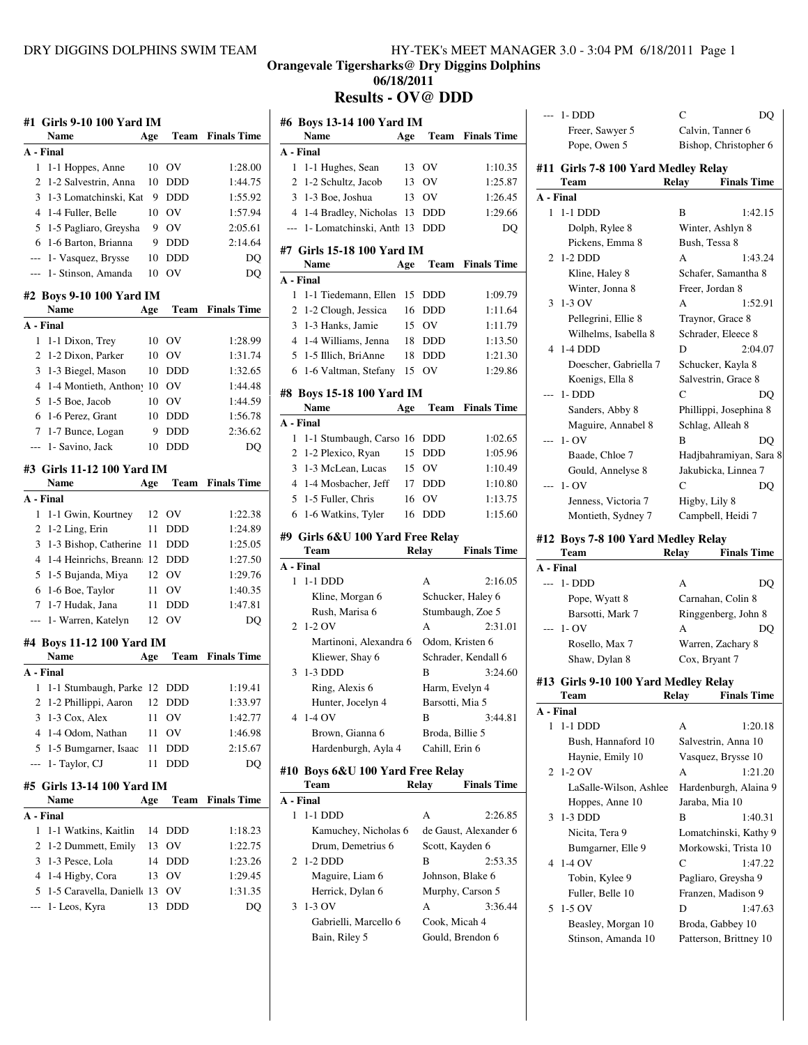## Orangevale Tigersharks@ Dry Diggins Dolphins
## 06/18/2011
# Results - OV@ DDD

### #1 Girls 9-10 100 Yard IM

| | Name | Age | Team | Finals Time |
|---|---|---|---|---|
| **A - Final** | | | | |
| 1 | 1-1 Hoppes, Anne | 10 | OV | 1:28.00 |
| 2 | 1-2 Salvestrin, Anna | 10 | DDD | 1:44.75 |
| 3 | 1-3 Lomatchinski, Kat | 9 | DDD | 1:55.92 |
| 4 | 1-4 Fuller, Belle | 10 | OV | 1:57.94 |
| 5 | 1-5 Pagliaro, Greysha | 9 | OV | 2:05.61 |
| 6 | 1-6 Barton, Brianna | 9 | DDD | 2:14.64 |
| --- | 1- Vasquez, Brysse | 10 | DDD | DQ |
| --- | 1- Stinson, Amanda | 10 | OV | DQ |

### #2 Boys 9-10 100 Yard IM

| | Name | Age | Team | Finals Time |
|---|---|---|---|---|
| **A - Final** | | | | |
| 1 | 1-1 Dixon, Trey | 10 | OV | 1:28.99 |
| 2 | 1-2 Dixon, Parker | 10 | OV | 1:31.74 |
| 3 | 1-3 Biegel, Mason | 10 | DDD | 1:32.65 |
| 4 | 1-4 Montieth, Anthony | 10 | OV | 1:44.48 |
| 5 | 1-5 Boe, Jacob | 10 | OV | 1:44.59 |
| 6 | 1-6 Perez, Grant | 10 | DDD | 1:56.78 |
| 7 | 1-7 Bunce, Logan | 9 | DDD | 2:36.62 |
| --- | 1- Savino, Jack | 10 | DDD | DQ |

### #3 Girls 11-12 100 Yard IM

| | Name | Age | Team | Finals Time |
|---|---|---|---|---|
| **A - Final** | | | | |
| 1 | 1-1 Gwin, Kourtney | 12 | OV | 1:22.38 |
| 2 | 1-2 Ling, Erin | 11 | DDD | 1:24.89 |
| 3 | 1-3 Bishop, Catherine | 11 | DDD | 1:25.05 |
| 4 | 1-4 Heinrichs, Breanna | 12 | DDD | 1:27.50 |
| 5 | 1-5 Bujanda, Miya | 12 | OV | 1:29.76 |
| 6 | 1-6 Boe, Taylor | 11 | OV | 1:40.35 |
| 7 | 1-7 Hudak, Jana | 11 | DDD | 1:47.81 |
| --- | 1- Warren, Katelyn | 12 | OV | DQ |

### #4 Boys 11-12 100 Yard IM

| | Name | Age | Team | Finals Time |
|---|---|---|---|---|
| **A - Final** | | | | |
| 1 | 1-1 Stumbaugh, Parke | 12 | DDD | 1:19.41 |
| 2 | 1-2 Phillippi, Aaron | 12 | DDD | 1:33.97 |
| 3 | 1-3 Cox, Alex | 11 | OV | 1:42.77 |
| 4 | 1-4 Odom, Nathan | 11 | OV | 1:46.98 |
| 5 | 1-5 Bumgarner, Isaac | 11 | DDD | 2:15.67 |
| --- | 1- Taylor, CJ | 11 | DDD | DQ |

### #5 Girls 13-14 100 Yard IM

| | Name | Age | Team | Finals Time |
|---|---|---|---|---|
| **A - Final** | | | | |
| 1 | 1-1 Watkins, Kaitlin | 14 | DDD | 1:18.23 |
| 2 | 1-2 Dummett, Emily | 13 | OV | 1:22.75 |
| 3 | 1-3 Pesce, Lola | 14 | DDD | 1:23.26 |
| 4 | 1-4 Higby, Cora | 13 | OV | 1:29.45 |
| 5 | 1-5 Caravella, Danielle | 13 | OV | 1:31.35 |
| --- | 1- Leos, Kyra | 13 | DDD | DQ |

### #6 Boys 13-14 100 Yard IM

| | Name | Age | Team | Finals Time |
|---|---|---|---|---|
| **A - Final** | | | | |
| 1 | 1-1 Hughes, Sean | 13 | OV | 1:10.35 |
| 2 | 1-2 Schultz, Jacob | 13 | OV | 1:25.87 |
| 3 | 1-3 Boe, Joshua | 13 | OV | 1:26.45 |
| 4 | 1-4 Bradley, Nicholas | 13 | DDD | 1:29.66 |
| --- | 1- Lomatchinski, Anth | 13 | DDD | DQ |

### #7 Girls 15-18 100 Yard IM

| | Name | Age | Team | Finals Time |
|---|---|---|---|---|
| **A - Final** | | | | |
| 1 | 1-1 Tiedemann, Ellen | 15 | DDD | 1:09.79 |
| 2 | 1-2 Clough, Jessica | 16 | DDD | 1:11.64 |
| 3 | 1-3 Hanks, Jamie | 15 | OV | 1:11.79 |
| 4 | 1-4 Williams, Jenna | 18 | DDD | 1:13.50 |
| 5 | 1-5 Illich, BriAnne | 18 | DDD | 1:21.30 |
| 6 | 1-6 Valtman, Stefany | 15 | OV | 1:29.86 |

### #8 Boys 15-18 100 Yard IM

| | Name | Age | Team | Finals Time |
|---|---|---|---|---|
| **A - Final** | | | | |
| 1 | 1-1 Stumbaugh, Carso | 16 | DDD | 1:02.65 |
| 2 | 1-2 Plexico, Ryan | 15 | DDD | 1:05.96 |
| 3 | 1-3 McLean, Lucas | 15 | OV | 1:10.49 |
| 4 | 1-4 Mosbacher, Jeff | 17 | DDD | 1:10.80 |
| 5 | 1-5 Fuller, Chris | 16 | OV | 1:13.75 |
| 6 | 1-6 Watkins, Tyler | 16 | DDD | 1:15.60 |

### #9 Girls 6&U 100 Yard Free Relay

| | Team | Relay | Finals Time |
|---|---|---|---|
| **A - Final** | | | |
| 1 | 1-1 DDD | A | 2:16.05 |
| | Kline, Morgan 6 | Schucker, Haley 6 | |
| | Rush, Marisa 6 | Stumbaugh, Zoe 5 | |
| 2 | 1-2 OV | A | 2:31.01 |
| | Martinoni, Alexandra 6 | Odom, Kristen 6 | |
| | Kliewer, Shay 6 | Schrader, Kendall 6 | |
| 3 | 1-3 DDD | B | 3:24.60 |
| | Ring, Alexis 6 | Harm, Evelyn 4 | |
| | Hunter, Jocelyn 4 | Barsotti, Mia 5 | |
| 4 | 1-4 OV | B | 3:44.81 |
| | Brown, Gianna 6 | Broda, Billie 5 | |
| | Hardenburgh, Ayla 4 | Cahill, Erin 6 | |

### #10 Boys 6&U 100 Yard Free Relay

| | Team | Relay | Finals Time |
|---|---|---|---|
| **A - Final** | | | |
| 1 | 1-1 DDD | A | 2:26.85 |
| | Kamuchey, Nicholas 6 | de Gaust, Alexander 6 | |
| | Drum, Demetrius 6 | Scott, Kayden 6 | |
| 2 | 1-2 DDD | B | 2:53.35 |
| | Maguire, Liam 6 | Johnson, Blake 6 | |
| | Herrick, Dylan 6 | Murphy, Carson 5 | |
| 3 | 1-3 OV | A | 3:36.44 |
| | Gabrielli, Marcello 6 | Cook, Micah 4 | |
| | Bain, Riley 5 | Gould, Brendon 6 | |
| --- | 1- DDD | C | DQ |
| | Freer, Sawyer 5 | Calvin, Tanner 6 | |
| | Pope, Owen 5 | Bishop, Christopher 6 | |

### #11 Girls 7-8 100 Yard Medley Relay

| | Team | Relay | Finals Time |
|---|---|---|---|
| **A - Final** | | | |
| 1 | 1-1 DDD | B | 1:42.15 |
| | Dolph, Rylee 8 | Winter, Ashlyn 8 | |
| | Pickens, Emma 8 | Bush, Tessa 8 | |
| 2 | 1-2 DDD | A | 1:43.24 |
| | Kline, Haley 8 | Schafer, Samantha 8 | |
| | Winter, Jonna 8 | Freer, Jordan 8 | |
| 3 | 1-3 OV | A | 1:52.91 |
| | Pellegrini, Ellie 8 | Traynor, Grace 8 | |
| | Wilhelms, Isabella 8 | Schrader, Eleece 8 | |
| 4 | 1-4 DDD | D | 2:04.07 |
| | Doescher, Gabriella 7 | Schucker, Kayla 8 | |
| | Koenigs, Ella 8 | Salvestrin, Grace 8 | |
| --- | 1- DDD | C | DQ |
| | Sanders, Abby 8 | Phillippi, Josephina 8 | |
| | Maguire, Annabel 8 | Schlag, Alleah 8 | |
| --- | 1- OV | B | DQ |
| | Baade, Chloe 7 | Hadjbahramiyan, Sara 8 | |
| | Gould, Annelyse 8 | Jakubicka, Linnea 7 | |
| --- | 1- OV | C | DQ |
| | Jenness, Victoria 7 | Higby, Lily 8 | |
| | Montieth, Sydney 7 | Campbell, Heidi 7 | |

### #12 Boys 7-8 100 Yard Medley Relay

| | Team | Relay | Finals Time |
|---|---|---|---|
| **A - Final** | | | |
| --- | 1- DDD | A | DQ |
| | Pope, Wyatt 8 | Carnahan, Colin 8 | |
| | Barsotti, Mark 7 | Ringgenberg, John 8 | |
| --- | 1- OV | A | DQ |
| | Rosello, Max 7 | Warren, Zachary 8 | |
| | Shaw, Dylan 8 | Cox, Bryant 7 | |

### #13 Girls 9-10 100 Yard Medley Relay

| | Team | Relay | Finals Time |
|---|---|---|---|
| **A - Final** | | | |
| 1 | 1-1 DDD | A | 1:20.18 |
| | Bush, Hannaford 10 | Salvestrin, Anna 10 | |
| | Haynie, Emily 10 | Vasquez, Brysse 10 | |
| 2 | 1-2 OV | A | 1:21.20 |
| | LaSalle-Wilson, Ashlee | Hardenburgh, Alaina 9 | |
| | Hoppes, Anne 10 | Jaraba, Mia 10 | |
| 3 | 1-3 DDD | B | 1:40.31 |
| | Nicita, Tera 9 | Lomatchinski, Kathy 9 | |
| | Bumgarner, Elle 9 | Morkowski, Trista 10 | |
| 4 | 1-4 OV | C | 1:47.22 |
| | Tobin, Kylee 9 | Pagliaro, Greysha 9 | |
| | Fuller, Belle 10 | Franzen, Madison 9 | |
| 5 | 1-5 OV | D | 1:47.63 |
| | Beasley, Morgan 10 | Broda, Gabbey 10 | |
| | Stinson, Amanda 10 | Patterson, Brittney 10 | |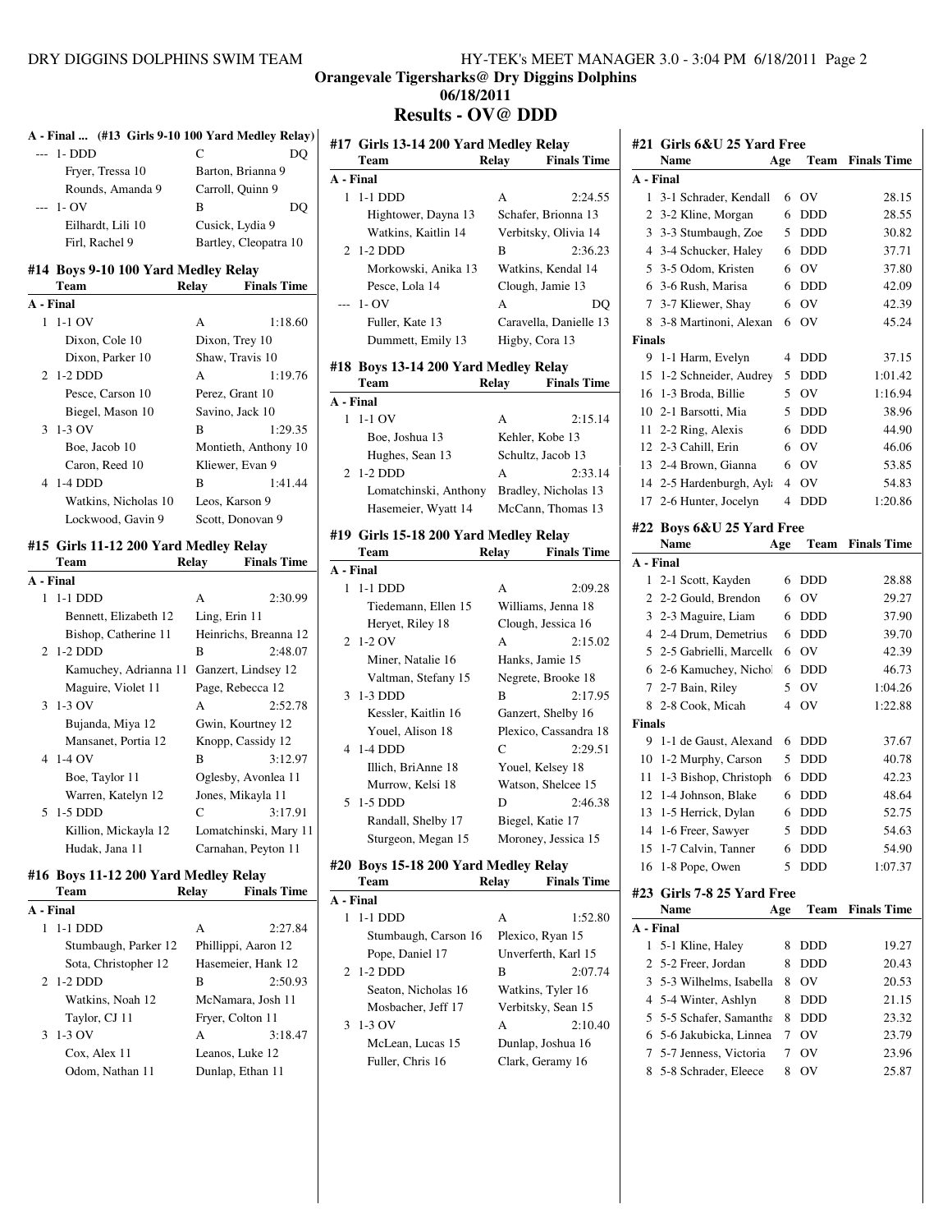# Orangevale Tigersharks@ Dry Diggins Dolphins

**06/18/2011**

## Results - OV@ DDD

### A - Final ... (#13 Girls 9-10 100 Yard Medley Relay)

| | Team | Relay | Finals Time |
|---|---|---|---|
| --- | 1- DDD | C | DQ |
| | Fryer, Tressa 10 | Barton, Brianna 9 | |
| | Rounds, Amanda 9 | Carroll, Quinn 9 | |
| --- | 1- OV | B | DQ |
| | Eilhardt, Lili 10 | Cusick, Lydia 9 | |
| | Firl, Rachel 9 | Bartley, Cleopatra 10 | |

### #14 Boys 9-10 100 Yard Medley Relay

| | Team | Relay | Finals Time |
|---|---|---|---|
| **A - Final** | | | |
| 1 | 1-1 OV | A | 1:18.60 |
| | Dixon, Cole 10 | Dixon, Trey 10 | |
| | Dixon, Parker 10 | Shaw, Travis 10 | |
| 2 | 1-2 DDD | A | 1:19.76 |
| | Pesce, Carson 10 | Perez, Grant 10 | |
| | Biegel, Mason 10 | Savino, Jack 10 | |
| 3 | 1-3 OV | B | 1:29.35 |
| | Boe, Jacob 10 | Montieth, Anthony 10 | |
| | Caron, Reed 10 | Kliewer, Evan 9 | |
| 4 | 1-4 DDD | B | 1:41.44 |
| | Watkins, Nicholas 10 | Leos, Karson 9 | |
| | Lockwood, Gavin 9 | Scott, Donovan 9 | |

### #15 Girls 11-12 200 Yard Medley Relay

| | Team | Relay | Finals Time |
|---|---|---|---|
| **A - Final** | | | |
| 1 | 1-1 DDD | A | 2:30.99 |
| | Bennett, Elizabeth 12 | Ling, Erin 11 | |
| | Bishop, Catherine 11 | Heinrichs, Breanna 12 | |
| 2 | 1-2 DDD | B | 2:48.07 |
| | Kamuchey, Adrianna 11 | Ganzert, Lindsey 12 | |
| | Maguire, Violet 11 | Page, Rebecca 12 | |
| 3 | 1-3 OV | A | 2:52.78 |
| | Bujanda, Miya 12 | Gwin, Kourtney 12 | |
| | Mansanet, Portia 12 | Knopp, Cassidy 12 | |
| 4 | 1-4 OV | B | 3:12.97 |
| | Boe, Taylor 11 | Oglesby, Avonlea 11 | |
| | Warren, Katelyn 12 | Jones, Mikayla 11 | |
| 5 | 1-5 DDD | C | 3:17.91 |
| | Killion, Mickayla 12 | Lomatchinski, Mary 11 | |
| | Hudak, Jana 11 | Carnahan, Peyton 11 | |

### #16 Boys 11-12 200 Yard Medley Relay

| | Team | Relay | Finals Time |
|---|---|---|---|
| **A - Final** | | | |
| 1 | 1-1 DDD | A | 2:27.84 |
| | Stumbaugh, Parker 12 | Phillippi, Aaron 12 | |
| | Sota, Christopher 12 | Hasemeier, Hank 12 | |
| 2 | 1-2 DDD | B | 2:50.93 |
| | Watkins, Noah 12 | McNamara, Josh 11 | |
| | Taylor, CJ 11 | Fryer, Colton 11 | |
| 3 | 1-3 OV | A | 3:18.47 |
| | Cox, Alex 11 | Leanos, Luke 12 | |
| | Odom, Nathan 11 | Dunlap, Ethan 11 | |

### #17 Girls 13-14 200 Yard Medley Relay

| | Team | Relay | Finals Time |
|---|---|---|---|
| **A - Final** | | | |
| 1 | 1-1 DDD | A | 2:24.55 |
| | Hightower, Dayna 13 | Schafer, Brionna 13 | |
| | Watkins, Kaitlin 14 | Verbitsky, Olivia 14 | |
| 2 | 1-2 DDD | B | 2:36.23 |
| | Morkowski, Anika 13 | Watkins, Kendal 14 | |
| | Pesce, Lola 14 | Clough, Jamie 13 | |
| --- | 1- OV | A | DQ |
| | Fuller, Kate 13 | Caravella, Danielle 13 | |
| | Dummett, Emily 13 | Higby, Cora 13 | |

### #18 Boys 13-14 200 Yard Medley Relay

| | Team | Relay | Finals Time |
|---|---|---|---|
| **A - Final** | | | |
| 1 | 1-1 OV | A | 2:15.14 |
| | Boe, Joshua 13 | Kehler, Kobe 13 | |
| | Hughes, Sean 13 | Schultz, Jacob 13 | |
| 2 | 1-2 DDD | A | 2:33.14 |
| | Lomatchinski, Anthony | Bradley, Nicholas 13 | |
| | Hasemeier, Wyatt 14 | McCann, Thomas 13 | |

### #19 Girls 15-18 200 Yard Medley Relay

| | Team | Relay | Finals Time |
|---|---|---|---|
| **A - Final** | | | |
| 1 | 1-1 DDD | A | 2:09.28 |
| | Tiedemann, Ellen 15 | Williams, Jenna 18 | |
| | Heryet, Riley 18 | Clough, Jessica 16 | |
| 2 | 1-2 OV | A | 2:15.02 |
| | Miner, Natalie 16 | Hanks, Jamie 15 | |
| | Valtman, Stefany 15 | Negrete, Brooke 18 | |
| 3 | 1-3 DDD | B | 2:17.95 |
| | Kessler, Kaitlin 16 | Ganzert, Shelby 16 | |
| | Youel, Alison 18 | Plexico, Cassandra 18 | |
| 4 | 1-4 DDD | C | 2:29.51 |
| | Illich, BriAnne 18 | Youel, Kelsey 18 | |
| | Murrow, Kelsi 18 | Watson, Shelcee 15 | |
| 5 | 1-5 DDD | D | 2:46.38 |
| | Randall, Shelby 17 | Biegel, Katie 17 | |
| | Sturgeon, Megan 15 | Moroney, Jessica 15 | |

### #20 Boys 15-18 200 Yard Medley Relay

| | Team | Relay | Finals Time |
|---|---|---|---|
| **A - Final** | | | |
| 1 | 1-1 DDD | A | 1:52.80 |
| | Stumbaugh, Carson 16 | Plexico, Ryan 15 | |
| | Pope, Daniel 17 | Unverferth, Karl 15 | |
| 2 | 1-2 DDD | B | 2:07.74 |
| | Seaton, Nicholas 16 | Watkins, Tyler 16 | |
| | Mosbacher, Jeff 17 | Verbitsky, Sean 15 | |
| 3 | 1-3 OV | A | 2:10.40 |
| | McLean, Lucas 15 | Dunlap, Joshua 16 | |
| | Fuller, Chris 16 | Clark, Geramy 16 | |

### #21 Girls 6&U 25 Yard Free

| | Name | Age | Team | Finals Time |
|---|---|---|---|---|
| **A - Final** | | | | |
| 1 | 3-1 Schrader, Kendall | 6 | OV | 28.15 |
| 2 | 3-2 Kline, Morgan | 6 | DDD | 28.55 |
| 3 | 3-3 Stumbaugh, Zoe | 5 | DDD | 30.82 |
| 4 | 3-4 Schucker, Haley | 6 | DDD | 37.71 |
| 5 | 3-5 Odom, Kristen | 6 | OV | 37.80 |
| 6 | 3-6 Rush, Marisa | 6 | DDD | 42.09 |
| 7 | 3-7 Kliewer, Shay | 6 | OV | 42.39 |
| 8 | 3-8 Martinoni, Alexan | 6 | OV | 45.24 |
| **Finals** | | | | |
| 9 | 1-1 Harm, Evelyn | 4 | DDD | 37.15 |
| 15 | 1-2 Schneider, Audrey | 5 | DDD | 1:01.42 |
| 16 | 1-3 Broda, Billie | 5 | OV | 1:16.94 |
| 10 | 2-1 Barsotti, Mia | 5 | DDD | 38.96 |
| 11 | 2-2 Ring, Alexis | 6 | DDD | 44.90 |
| 12 | 2-3 Cahill, Erin | 6 | OV | 46.06 |
| 13 | 2-4 Brown, Gianna | 6 | OV | 53.85 |
| 14 | 2-5 Hardenburgh, Ayl | 4 | OV | 54.83 |
| 17 | 2-6 Hunter, Jocelyn | 4 | DDD | 1:20.86 |

### #22 Boys 6&U 25 Yard Free

| | Name | Age | Team | Finals Time |
|---|---|---|---|---|
| **A - Final** | | | | |
| 1 | 2-1 Scott, Kayden | 6 | DDD | 28.88 |
| 2 | 2-2 Gould, Brendon | 6 | OV | 29.27 |
| 3 | 2-3 Maguire, Liam | 6 | DDD | 37.90 |
| 4 | 2-4 Drum, Demetrius | 6 | DDD | 39.70 |
| 5 | 2-5 Gabrielli, Marcello | 6 | OV | 42.39 |
| 6 | 2-6 Kamuchey, Nichol | 6 | DDD | 46.73 |
| 7 | 2-7 Bain, Riley | 5 | OV | 1:04.26 |
| 8 | 2-8 Cook, Micah | 4 | OV | 1:22.88 |
| **Finals** | | | | |
| 9 | 1-1 de Gaust, Alexand | 6 | DDD | 37.67 |
| 10 | 1-2 Murphy, Carson | 5 | DDD | 40.78 |
| 11 | 1-3 Bishop, Christoph | 6 | DDD | 42.23 |
| 12 | 1-4 Johnson, Blake | 6 | DDD | 48.64 |
| 13 | 1-5 Herrick, Dylan | 6 | DDD | 52.75 |
| 14 | 1-6 Freer, Sawyer | 5 | DDD | 54.63 |
| 15 | 1-7 Calvin, Tanner | 6 | DDD | 54.90 |
| 16 | 1-8 Pope, Owen | 5 | DDD | 1:07.37 |

### #23 Girls 7-8 25 Yard Free

| | Name | Age | Team | Finals Time |
|---|---|---|---|---|
| **A - Final** | | | | |
| 1 | 5-1 Kline, Haley | 8 | DDD | 19.27 |
| 2 | 5-2 Freer, Jordan | 8 | DDD | 20.43 |
| 3 | 5-3 Wilhelms, Isabella | 8 | OV | 20.53 |
| 4 | 5-4 Winter, Ashlyn | 8 | DDD | 21.15 |
| 5 | 5-5 Schafer, Samantha | 8 | DDD | 23.32 |
| 6 | 5-6 Jakubicka, Linnea | 7 | OV | 23.79 |
| 7 | 5-7 Jenness, Victoria | 7 | OV | 23.96 |
| 8 | 5-8 Schrader, Eleece | 8 | OV | 25.87 |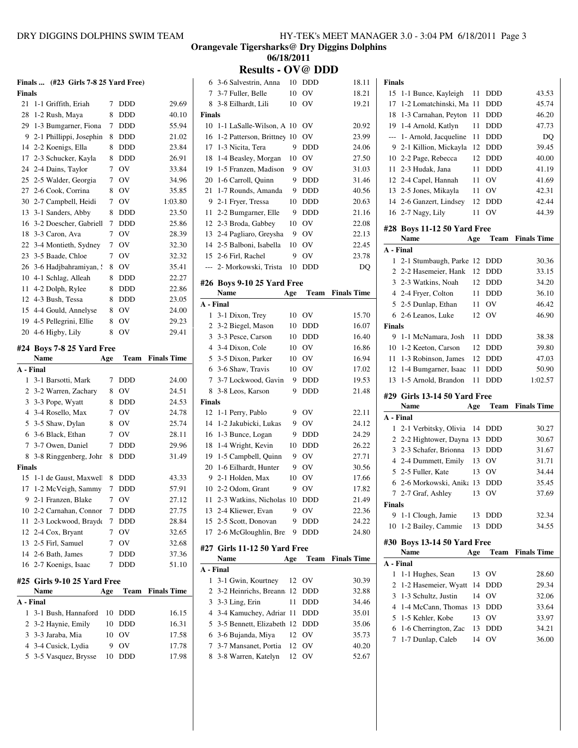Orangevale Tigersharks@ Dry Diggins Dolphins

06/18/2011

## Results - OV@ DDD

### Finals ... (#23 Girls 7-8 25 Yard Free)

**Finals**

| | Name | Age | Team | Finals Time |
|---|---|---|---|---|
| 21 | 1-1 Griffith, Eriah | 7 | DDD | 29.69 |
| 28 | 1-2 Rush, Maya | 8 | DDD | 40.10 |
| 29 | 1-3 Bumgarner, Fiona | 7 | DDD | 55.94 |
| 9 | 2-1 Phillippi, Josephin | 8 | DDD | 21.02 |
| 14 | 2-2 Koenigs, Ella | 8 | DDD | 23.84 |
| 17 | 2-3 Schucker, Kayla | 8 | DDD | 26.91 |
| 24 | 2-4 Dains, Taylor | 7 | OV | 33.84 |
| 25 | 2-5 Walder, Georgia | 7 | OV | 34.96 |
| 27 | 2-6 Cook, Corrina | 8 | OV | 35.85 |
| 30 | 2-7 Campbell, Heidi | 7 | OV | 1:03.80 |
| 13 | 3-1 Sanders, Abby | 8 | DDD | 23.50 |
| 16 | 3-2 Doescher, Gabriell | 7 | DDD | 25.86 |
| 18 | 3-3 Caron, Ava | 7 | OV | 28.39 |
| 22 | 3-4 Montieth, Sydney | 7 | OV | 32.30 |
| 23 | 3-5 Baade, Chloe | 7 | OV | 32.32 |
| 26 | 3-6 Hadjbahramiyan, S | 8 | OV | 35.41 |
| 10 | 4-1 Schlag, Alleah | 8 | DDD | 22.27 |
| 11 | 4-2 Dolph, Rylee | 8 | DDD | 22.86 |
| 12 | 4-3 Bush, Tessa | 8 | DDD | 23.05 |
| 15 | 4-4 Gould, Annelyse | 8 | OV | 24.00 |
| 19 | 4-5 Pellegrini, Ellie | 8 | OV | 29.23 |
| 20 | 4-6 Higby, Lily | 8 | OV | 29.41 |

### #24 Boys 7-8 25 Yard Free

| | Name | Age | Team | Finals Time |
|---|---|---|---|---|
| **A - Final** | | | | |
| 1 | 3-1 Barsotti, Mark | 7 | DDD | 24.00 |
| 2 | 3-2 Warren, Zachary | 8 | OV | 24.51 |
| 3 | 3-3 Pope, Wyatt | 8 | DDD | 24.53 |
| 4 | 3-4 Rosello, Max | 7 | OV | 24.78 |
| 5 | 3-5 Shaw, Dylan | 8 | OV | 25.74 |
| 6 | 3-6 Black, Ethan | 7 | OV | 28.11 |
| 7 | 3-7 Owen, Daniel | 7 | DDD | 29.96 |
| 8 | 3-8 Ringgenberg, John | 8 | DDD | 31.49 |
| **Finals** | | | | |
| 15 | 1-1 de Gaust, Maxwell | 8 | DDD | 43.33 |
| 17 | 1-2 McVeigh, Sammy | 7 | DDD | 57.91 |
| 9 | 2-1 Franzen, Blake | 7 | OV | 27.12 |
| 10 | 2-2 Carnahan, Connor | 7 | DDD | 27.75 |
| 11 | 2-3 Lockwood, Brayde | 7 | DDD | 28.84 |
| 12 | 2-4 Cox, Bryant | 7 | OV | 32.65 |
| 13 | 2-5 Firl, Samuel | 7 | OV | 32.68 |
| 14 | 2-6 Bath, James | 7 | DDD | 37.36 |
| 16 | 2-7 Koenigs, Isaac | 7 | DDD | 51.10 |

### #25 Girls 9-10 25 Yard Free

| | Name | Age | Team | Finals Time |
|---|---|---|---|---|
| **A - Final** | | | | |
| 1 | 3-1 Bush, Hannaford | 10 | DDD | 16.15 |
| 2 | 3-2 Haynie, Emily | 10 | DDD | 16.31 |
| 3 | 3-3 Jaraba, Mia | 10 | OV | 17.58 |
| 4 | 3-4 Cusick, Lydia | 9 | OV | 17.78 |
| 5 | 3-5 Vasquez, Brysse | 10 | DDD | 17.98 |
| 6 | 3-6 Salvestrin, Anna | 10 | DDD | 18.11 |
| 7 | 3-7 Fuller, Belle | 10 | OV | 18.21 |
| 8 | 3-8 Eilhardt, Lili | 10 | OV | 19.21 |
| **Finals** | | | | |
| 10 | 1-1 LaSalle-Wilson, A | 10 | OV | 20.92 |
| 16 | 1-2 Patterson, Brittney | 10 | OV | 23.99 |
| 17 | 1-3 Nicita, Tera | 9 | DDD | 24.06 |
| 18 | 1-4 Beasley, Morgan | 10 | OV | 27.50 |
| 19 | 1-5 Franzen, Madison | 9 | OV | 31.03 |
| 20 | 1-6 Carroll, Quinn | 9 | DDD | 31.46 |
| 21 | 1-7 Rounds, Amanda | 9 | DDD | 40.56 |
| 9 | 2-1 Fryer, Tressa | 10 | DDD | 20.63 |
| 11 | 2-2 Bumgarner, Elle | 9 | DDD | 21.16 |
| 12 | 2-3 Broda, Gabbey | 10 | OV | 22.08 |
| 13 | 2-4 Pagliaro, Greysha | 9 | OV | 22.13 |
| 14 | 2-5 Balboni, Isabella | 10 | OV | 22.45 |
| 15 | 2-6 Firl, Rachel | 9 | OV | 23.78 |
| --- | 2- Morkowski, Trista | 10 | DDD | DQ |

### #26 Boys 9-10 25 Yard Free

| | Name | Age | Team | Finals Time |
|---|---|---|---|---|
| **A - Final** | | | | |
| 1 | 3-1 Dixon, Trey | 10 | OV | 15.70 |
| 2 | 3-2 Biegel, Mason | 10 | DDD | 16.07 |
| 3 | 3-3 Pesce, Carson | 10 | DDD | 16.40 |
| 4 | 3-4 Dixon, Cole | 10 | OV | 16.86 |
| 5 | 3-5 Dixon, Parker | 10 | OV | 16.94 |
| 6 | 3-6 Shaw, Travis | 10 | OV | 17.02 |
| 7 | 3-7 Lockwood, Gavin | 9 | DDD | 19.53 |
| 8 | 3-8 Leos, Karson | 9 | DDD | 21.48 |
| **Finals** | | | | |
| 12 | 1-1 Perry, Pablo | 9 | OV | 22.11 |
| 14 | 1-2 Jakubicki, Lukas | 9 | OV | 24.12 |
| 16 | 1-3 Bunce, Logan | 9 | DDD | 24.29 |
| 18 | 1-4 Wright, Kevin | 10 | DDD | 26.22 |
| 19 | 1-5 Campbell, Quinn | 9 | OV | 27.71 |
| 20 | 1-6 Eilhardt, Hunter | 9 | OV | 30.56 |
| 9 | 2-1 Holden, Max | 10 | OV | 17.66 |
| 10 | 2-2 Odom, Grant | 9 | OV | 17.82 |
| 11 | 2-3 Watkins, Nicholas | 10 | DDD | 21.49 |
| 13 | 2-4 Kliewer, Evan | 9 | OV | 22.36 |
| 15 | 2-5 Scott, Donovan | 9 | DDD | 24.22 |
| 17 | 2-6 McGloughlin, Bre | 9 | DDD | 24.80 |

### #27 Girls 11-12 50 Yard Free

| | Name | Age | Team | Finals Time |
|---|---|---|---|---|
| **A - Final** | | | | |
| 1 | 3-1 Gwin, Kourtney | 12 | OV | 30.39 |
| 2 | 3-2 Heinrichs, Breann | 12 | DDD | 32.88 |
| 3 | 3-3 Ling, Erin | 11 | DDD | 34.46 |
| 4 | 3-4 Kamuchey, Adrian | 11 | DDD | 35.01 |
| 5 | 3-5 Bennett, Elizabeth | 12 | DDD | 35.06 |
| 6 | 3-6 Bujanda, Miya | 12 | OV | 35.73 |
| 7 | 3-7 Mansanet, Portia | 12 | OV | 40.20 |
| 8 | 3-8 Warren, Katelyn | 12 | OV | 52.67 |
| **Finals** | | | | |
| 15 | 1-1 Bunce, Kayleigh | 11 | DDD | 43.53 |
| 17 | 1-2 Lomatchinski, Ma | 11 | DDD | 45.74 |
| 18 | 1-3 Carnahan, Peyton | 11 | DDD | 46.20 |
| 19 | 1-4 Arnold, Katlyn | 11 | DDD | 47.73 |
| --- | 1- Arnold, Jacqueline | 11 | DDD | DQ |
| 9 | 2-1 Killion, Mickayla | 12 | DDD | 39.45 |
| 10 | 2-2 Page, Rebecca | 12 | DDD | 40.00 |
| 11 | 2-3 Hudak, Jana | 11 | DDD | 41.19 |
| 12 | 2-4 Capel, Hannah | 11 | OV | 41.69 |
| 13 | 2-5 Jones, Mikayla | 11 | OV | 42.31 |
| 14 | 2-6 Ganzert, Lindsey | 12 | DDD | 42.44 |
| 16 | 2-7 Nagy, Lily | 11 | OV | 44.39 |

### #28 Boys 11-12 50 Yard Free

| | Name | Age | Team | Finals Time |
|---|---|---|---|---|
| **A - Final** | | | | |
| 1 | 2-1 Stumbaugh, Parke | 12 | DDD | 30.36 |
| 2 | 2-2 Hasemeier, Hank | 12 | DDD | 33.15 |
| 3 | 2-3 Watkins, Noah | 12 | DDD | 34.20 |
| 4 | 2-4 Fryer, Colton | 11 | DDD | 36.10 |
| 5 | 2-5 Dunlap, Ethan | 11 | OV | 46.42 |
| 6 | 2-6 Leanos, Luke | 12 | OV | 46.90 |
| **Finals** | | | | |
| 9 | 1-1 McNamara, Josh | 11 | DDD | 38.38 |
| 10 | 1-2 Keeton, Carson | 12 | DDD | 39.80 |
| 11 | 1-3 Robinson, James | 12 | DDD | 47.03 |
| 12 | 1-4 Bumgarner, Isaac | 11 | DDD | 50.90 |
| 13 | 1-5 Arnold, Brandon | 11 | DDD | 1:02.57 |

### #29 Girls 13-14 50 Yard Free

| | Name | Age | Team | Finals Time |
|---|---|---|---|---|
| **A - Final** | | | | |
| 1 | 2-1 Verbitsky, Olivia | 14 | DDD | 30.27 |
| 2 | 2-2 Hightower, Dayna | 13 | DDD | 30.67 |
| 3 | 2-3 Schafer, Brionna | 13 | DDD | 31.67 |
| 4 | 2-4 Dummett, Emily | 13 | OV | 31.71 |
| 5 | 2-5 Fuller, Kate | 13 | OV | 34.44 |
| 6 | 2-6 Morkowski, Anika | 13 | DDD | 35.45 |
| 7 | 2-7 Graf, Ashley | 13 | OV | 37.69 |
| **Finals** | | | | |
| 9 | 1-1 Clough, Jamie | 13 | DDD | 32.34 |
| 10 | 1-2 Bailey, Cammie | 13 | DDD | 34.55 |

### #30 Boys 13-14 50 Yard Free

| | Name | Age | Team | Finals Time |
|---|---|---|---|---|
| **A - Final** | | | | |
| 1 | 1-1 Hughes, Sean | 13 | OV | 28.60 |
| 2 | 1-2 Hasemeier, Wyatt | 14 | DDD | 29.34 |
| 3 | 1-3 Schultz, Justin | 14 | OV | 32.06 |
| 4 | 1-4 McCann, Thomas | 13 | DDD | 33.64 |
| 5 | 1-5 Kehler, Kobe | 13 | OV | 33.97 |
| 6 | 1-6 Cherrington, Zac | 13 | DDD | 34.21 |
| 7 | 1-7 Dunlap, Caleb | 14 | OV | 36.00 |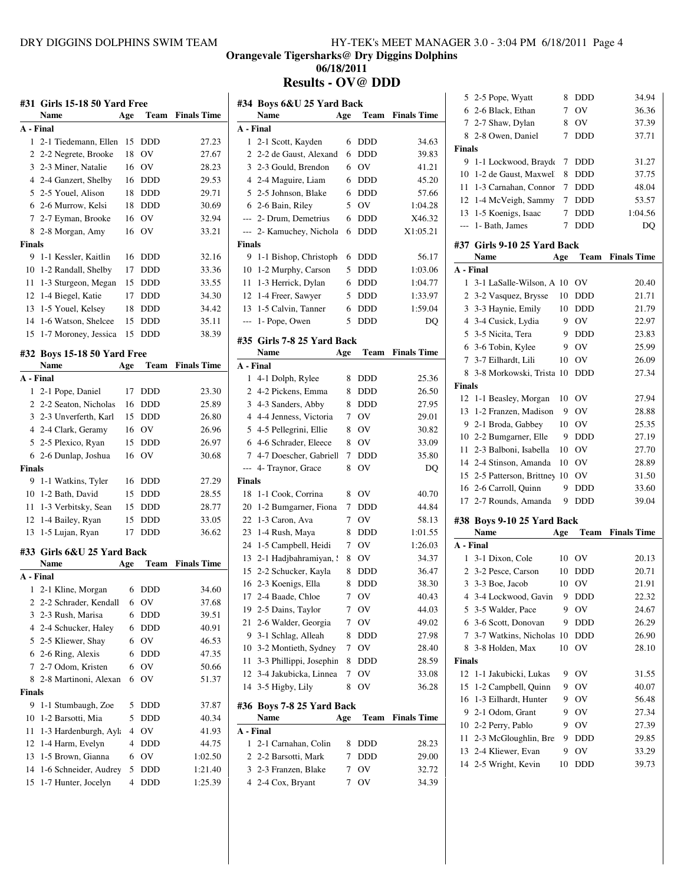**Orangevale Tigersharks@ Dry Diggins Dolphins**

**06/18/2011**

# Results - OV@ DDD

## #31 Girls 15-18 50 Yard Free

| | Name | Age | Team | Finals Time |
|---|---|---|---|---|
| **A - Final** | | | | |
| 1 | 2-1 Tiedemann, Ellen | 15 | DDD | 27.23 |
| 2 | 2-2 Negrete, Brooke | 18 | OV | 27.67 |
| 3 | 2-3 Miner, Natalie | 16 | OV | 28.23 |
| 4 | 2-4 Ganzert, Shelby | 16 | DDD | 29.53 |
| 5 | 2-5 Youel, Alison | 18 | DDD | 29.71 |
| 6 | 2-6 Murrow, Kelsi | 18 | DDD | 30.69 |
| 7 | 2-7 Eyman, Brooke | 16 | OV | 32.94 |
| 8 | 2-8 Morgan, Amy | 16 | OV | 33.21 |
| **Finals** | | | | |
| 9 | 1-1 Kessler, Kaitlin | 16 | DDD | 32.16 |
| 10 | 1-2 Randall, Shelby | 17 | DDD | 33.36 |
| 11 | 1-3 Sturgeon, Megan | 15 | DDD | 33.55 |
| 12 | 1-4 Biegel, Katie | 17 | DDD | 34.30 |
| 13 | 1-5 Youel, Kelsey | 18 | DDD | 34.42 |
| 14 | 1-6 Watson, Shelcee | 15 | DDD | 35.11 |
| 15 | 1-7 Moroney, Jessica | 15 | DDD | 38.39 |

## #32 Boys 15-18 50 Yard Free

| | Name | Age | Team | Finals Time |
|---|---|---|---|---|
| **A - Final** | | | | |
| 1 | 2-1 Pope, Daniel | 17 | DDD | 23.30 |
| 2 | 2-2 Seaton, Nicholas | 16 | DDD | 25.89 |
| 3 | 2-3 Unverferth, Karl | 15 | DDD | 26.80 |
| 4 | 2-4 Clark, Geramy | 16 | OV | 26.96 |
| 5 | 2-5 Plexico, Ryan | 15 | DDD | 26.97 |
| 6 | 2-6 Dunlap, Joshua | 16 | OV | 30.68 |
| **Finals** | | | | |
| 9 | 1-1 Watkins, Tyler | 16 | DDD | 27.29 |
| 10 | 1-2 Bath, David | 15 | DDD | 28.55 |
| 11 | 1-3 Verbitsky, Sean | 15 | DDD | 28.77 |
| 12 | 1-4 Bailey, Ryan | 15 | DDD | 33.05 |
| 13 | 1-5 Lujan, Ryan | 17 | DDD | 36.62 |

## #33 Girls 6&U 25 Yard Back

| | Name | Age | Team | Finals Time |
|---|---|---|---|---|
| **A - Final** | | | | |
| 1 | 2-1 Kline, Morgan | 6 | DDD | 34.60 |
| 2 | 2-2 Schrader, Kendall | 6 | OV | 37.68 |
| 3 | 2-3 Rush, Marisa | 6 | DDD | 39.51 |
| 4 | 2-4 Schucker, Haley | 6 | DDD | 40.91 |
| 5 | 2-5 Kliewer, Shay | 6 | OV | 46.53 |
| 6 | 2-6 Ring, Alexis | 6 | DDD | 47.35 |
| 7 | 2-7 Odom, Kristen | 6 | OV | 50.66 |
| 8 | 2-8 Martinoni, Alexan | 6 | OV | 51.37 |
| **Finals** | | | | |
| 9 | 1-1 Stumbaugh, Zoe | 5 | DDD | 37.87 |
| 10 | 1-2 Barsotti, Mia | 5 | DDD | 40.34 |
| 11 | 1-3 Hardenburgh, Ayl | 4 | OV | 41.93 |
| 12 | 1-4 Harm, Evelyn | 4 | DDD | 44.75 |
| 13 | 1-5 Brown, Gianna | 6 | OV | 1:02.50 |
| 14 | 1-6 Schneider, Audrey | 5 | DDD | 1:21.40 |
| 15 | 1-7 Hunter, Jocelyn | 4 | DDD | 1:25.39 |

## #34 Boys 6&U 25 Yard Back

| | Name | Age | Team | Finals Time |
|---|---|---|---|---|
| **A - Final** | | | | |
| 1 | 2-1 Scott, Kayden | 6 | DDD | 34.63 |
| 2 | 2-2 de Gaust, Alexand | 6 | DDD | 39.83 |
| 3 | 2-3 Gould, Brendon | 6 | OV | 41.21 |
| 4 | 2-4 Maguire, Liam | 6 | DDD | 45.20 |
| 5 | 2-5 Johnson, Blake | 6 | DDD | 57.66 |
| 6 | 2-6 Bain, Riley | 5 | OV | 1:04.28 |
| --- | 2- Drum, Demetrius | 6 | DDD | X46.32 |
| --- | 2- Kamuchey, Nichola | 6 | DDD | X1:05.21 |
| **Finals** | | | | |
| 9 | 1-1 Bishop, Christoph | 6 | DDD | 56.17 |
| 10 | 1-2 Murphy, Carson | 5 | DDD | 1:03.06 |
| 11 | 1-3 Herrick, Dylan | 6 | DDD | 1:04.77 |
| 12 | 1-4 Freer, Sawyer | 5 | DDD | 1:33.97 |
| 13 | 1-5 Calvin, Tanner | 6 | DDD | 1:59.04 |
| --- | 1- Pope, Owen | 5 | DDD | DQ |

## #35 Girls 7-8 25 Yard Back

| | Name | Age | Team | Finals Time |
|---|---|---|---|---|
| **A - Final** | | | | |
| 1 | 4-1 Dolph, Rylee | 8 | DDD | 25.36 |
| 2 | 4-2 Pickens, Emma | 8 | DDD | 26.50 |
| 3 | 4-3 Sanders, Abby | 8 | DDD | 27.95 |
| 4 | 4-4 Jenness, Victoria | 7 | OV | 29.01 |
| 5 | 4-5 Pellegrini, Ellie | 8 | OV | 30.82 |
| 6 | 4-6 Schrader, Eleece | 8 | OV | 33.09 |
| 7 | 4-7 Doescher, Gabriell | 7 | DDD | 35.80 |
| --- | 4- Traynor, Grace | 8 | OV | DQ |
| **Finals** | | | | |
| 18 | 1-1 Cook, Corrina | 8 | OV | 40.70 |
| 20 | 1-2 Bumgarner, Fiona | 7 | DDD | 44.84 |
| 22 | 1-3 Caron, Ava | 7 | OV | 58.13 |
| 23 | 1-4 Rush, Maya | 8 | DDD | 1:01.55 |
| 24 | 1-5 Campbell, Heidi | 7 | OV | 1:26.03 |
| 13 | 2-1 Hadjbahramiyan, S | 8 | OV | 34.37 |
| 15 | 2-2 Schucker, Kayla | 8 | DDD | 36.47 |
| 16 | 2-3 Koenigs, Ella | 8 | DDD | 38.30 |
| 17 | 2-4 Baade, Chloe | 7 | OV | 40.43 |
| 19 | 2-5 Dains, Taylor | 7 | OV | 44.03 |
| 21 | 2-6 Walder, Georgia | 7 | OV | 49.02 |
| 9 | 3-1 Schlag, Alleah | 8 | DDD | 27.98 |
| 10 | 3-2 Montieth, Sydney | 7 | OV | 28.40 |
| 11 | 3-3 Phillippi, Josephin | 8 | DDD | 28.59 |
| 12 | 3-4 Jakubicka, Linnea | 7 | OV | 33.08 |
| 14 | 3-5 Higby, Lily | 8 | OV | 36.28 |

## #36 Boys 7-8 25 Yard Back

| | Name | Age | Team | Finals Time |
|---|---|---|---|---|
| **A - Final** | | | | |
| 1 | 2-1 Carnahan, Colin | 8 | DDD | 28.23 |
| 2 | 2-2 Barsotti, Mark | 7 | DDD | 29.00 |
| 3 | 2-3 Franzen, Blake | 7 | OV | 32.72 |
| 4 | 2-4 Cox, Bryant | 7 | OV | 34.39 |
| 5 | 2-5 Pope, Wyatt | 8 | DDD | 34.94 |
| 6 | 2-6 Black, Ethan | 7 | OV | 36.36 |
| 7 | 2-7 Shaw, Dylan | 8 | OV | 37.39 |
| 8 | 2-8 Owen, Daniel | 7 | DDD | 37.71 |
| **Finals** | | | | |
| 9 | 1-1 Lockwood, Brayd | 7 | DDD | 31.27 |
| 10 | 1-2 de Gaust, Maxwel | 8 | DDD | 37.75 |
| 11 | 1-3 Carnahan, Connor | 7 | DDD | 48.04 |
| 12 | 1-4 McVeigh, Sammy | 7 | DDD | 53.57 |
| 13 | 1-5 Koenigs, Isaac | 7 | DDD | 1:04.56 |
| --- | 1- Bath, James | 7 | DDD | DQ |

## #37 Girls 9-10 25 Yard Back

| | Name | Age | Team | Finals Time |
|---|---|---|---|---|
| **A - Final** | | | | |
| 1 | 3-1 LaSalle-Wilson, A | 10 | OV | 20.40 |
| 2 | 3-2 Vasquez, Brysse | 10 | DDD | 21.71 |
| 3 | 3-3 Haynie, Emily | 10 | DDD | 21.79 |
| 4 | 3-4 Cusick, Lydia | 9 | OV | 22.97 |
| 5 | 3-5 Nicita, Tera | 9 | DDD | 23.83 |
| 6 | 3-6 Tobin, Kylee | 9 | OV | 25.99 |
| 7 | 3-7 Eilhardt, Lili | 10 | OV | 26.09 |
| 8 | 3-8 Morkowski, Trista | 10 | DDD | 27.34 |
| **Finals** | | | | |
| 12 | 1-1 Beasley, Morgan | 10 | OV | 27.94 |
| 13 | 1-2 Franzen, Madison | 9 | OV | 28.88 |
| 9 | 2-1 Broda, Gabbey | 10 | OV | 25.35 |
| 10 | 2-2 Bumgarner, Elle | 9 | DDD | 27.19 |
| 11 | 2-3 Balboni, Isabella | 10 | OV | 27.70 |
| 14 | 2-4 Stinson, Amanda | 10 | OV | 28.89 |
| 15 | 2-5 Patterson, Brittney | 10 | OV | 31.50 |
| 16 | 2-6 Carroll, Quinn | 9 | DDD | 33.60 |
| 17 | 2-7 Rounds, Amanda | 9 | DDD | 39.04 |

## #38 Boys 9-10 25 Yard Back

| | Name | Age | Team | Finals Time |
|---|---|---|---|---|
| **A - Final** | | | | |
| 1 | 3-1 Dixon, Cole | 10 | OV | 20.13 |
| 2 | 3-2 Pesce, Carson | 10 | DDD | 20.71 |
| 3 | 3-3 Boe, Jacob | 10 | OV | 21.91 |
| 4 | 3-4 Lockwood, Gavin | 9 | DDD | 22.32 |
| 5 | 3-5 Walder, Pace | 9 | OV | 24.67 |
| 6 | 3-6 Scott, Donovan | 9 | DDD | 26.29 |
| 7 | 3-7 Watkins, Nicholas | 10 | DDD | 26.90 |
| 8 | 3-8 Holden, Max | 10 | OV | 28.10 |
| **Finals** | | | | |
| 12 | 1-1 Jakubicki, Lukas | 9 | OV | 31.55 |
| 15 | 1-2 Campbell, Quinn | 9 | OV | 40.07 |
| 16 | 1-3 Eilhardt, Hunter | 9 | OV | 56.48 |
| 9 | 2-1 Odom, Grant | 9 | OV | 27.34 |
| 10 | 2-2 Perry, Pablo | 9 | OV | 27.39 |
| 11 | 2-3 McGloughlin, Bre | 9 | DDD | 29.85 |
| 13 | 2-4 Kliewer, Evan | 9 | OV | 33.29 |
| 14 | 2-5 Wright, Kevin | 10 | DDD | 39.73 |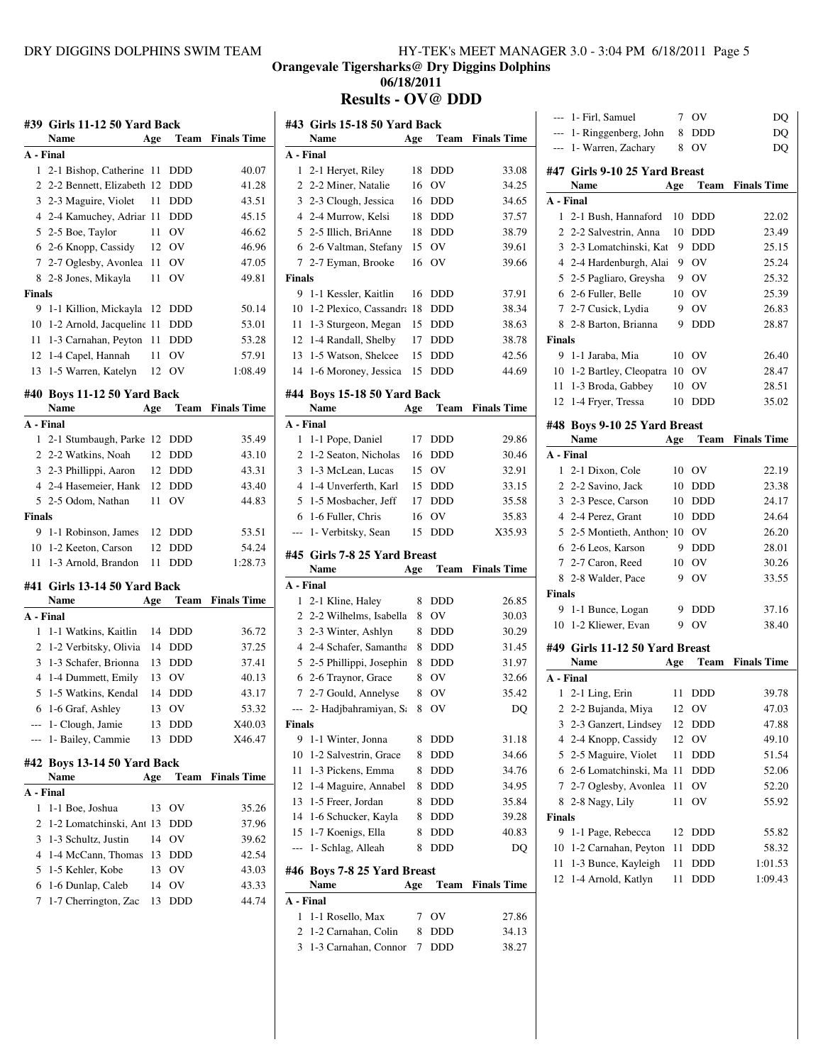## Orangevale Tigersharks@ Dry Diggins Dolphins

### 06/18/2011

# Results - OV@ DDD

### #39 Girls 11-12 50 Yard Back

| | Name | Age | Team | Finals Time |
|---|---|---|---|---|
| **A - Final** | | | | |
| 1 | 2-1 Bishop, Catherine | 11 | DDD | 40.07 |
| 2 | 2-2 Bennett, Elizabeth | 12 | DDD | 41.28 |
| 3 | 2-3 Maguire, Violet | 11 | DDD | 43.51 |
| 4 | 2-4 Kamuchey, Adriar | 11 | DDD | 45.15 |
| 5 | 2-5 Boe, Taylor | 11 | OV | 46.62 |
| 6 | 2-6 Knopp, Cassidy | 12 | OV | 46.96 |
| 7 | 2-7 Oglesby, Avonlea | 11 | OV | 47.05 |
| 8 | 2-8 Jones, Mikayla | 11 | OV | 49.81 |
| **Finals** | | | | |
| 9 | 1-1 Killion, Mickayla | 12 | DDD | 50.14 |
| 10 | 1-2 Arnold, Jacqueline | 11 | DDD | 53.01 |
| 11 | 1-3 Carnahan, Peyton | 11 | DDD | 53.28 |
| 12 | 1-4 Capel, Hannah | 11 | OV | 57.91 |
| 13 | 1-5 Warren, Katelyn | 12 | OV | 1:08.49 |

### #40 Boys 11-12 50 Yard Back

| | Name | Age | Team | Finals Time |
|---|---|---|---|---|
| **A - Final** | | | | |
| 1 | 2-1 Stumbaugh, Parke | 12 | DDD | 35.49 |
| 2 | 2-2 Watkins, Noah | 12 | DDD | 43.10 |
| 3 | 2-3 Phillippi, Aaron | 12 | DDD | 43.31 |
| 4 | 2-4 Hasemeier, Hank | 12 | DDD | 43.40 |
| 5 | 2-5 Odom, Nathan | 11 | OV | 44.83 |
| **Finals** | | | | |
| 9 | 1-1 Robinson, James | 12 | DDD | 53.51 |
| 10 | 1-2 Keeton, Carson | 12 | DDD | 54.24 |
| 11 | 1-3 Arnold, Brandon | 11 | DDD | 1:28.73 |

### #41 Girls 13-14 50 Yard Back

| | Name | Age | Team | Finals Time |
|---|---|---|---|---|
| **A - Final** | | | | |
| 1 | 1-1 Watkins, Kaitlin | 14 | DDD | 36.72 |
| 2 | 1-2 Verbitsky, Olivia | 14 | DDD | 37.25 |
| 3 | 1-3 Schafer, Brionna | 13 | DDD | 37.41 |
| 4 | 1-4 Dummett, Emily | 13 | OV | 40.13 |
| 5 | 1-5 Watkins, Kendal | 14 | DDD | 43.17 |
| 6 | 1-6 Graf, Ashley | 13 | OV | 53.32 |
| --- | 1- Clough, Jamie | 13 | DDD | X40.03 |
| --- | 1- Bailey, Cammie | 13 | DDD | X46.47 |

### #42 Boys 13-14 50 Yard Back

| | Name | Age | Team | Finals Time |
|---|---|---|---|---|
| **A - Final** | | | | |
| 1 | 1-1 Boe, Joshua | 13 | OV | 35.26 |
| 2 | 1-2 Lomatchinski, Ant | 13 | DDD | 37.96 |
| 3 | 1-3 Schultz, Justin | 14 | OV | 39.62 |
| 4 | 1-4 McCann, Thomas | 13 | DDD | 42.54 |
| 5 | 1-5 Kehler, Kobe | 13 | OV | 43.03 |
| 6 | 1-6 Dunlap, Caleb | 14 | OV | 43.33 |
| 7 | 1-7 Cherrington, Zac | 13 | DDD | 44.74 |

### #43 Girls 15-18 50 Yard Back

| | Name | Age | Team | Finals Time |
|---|---|---|---|---|
| **A - Final** | | | | |
| 1 | 2-1 Heryet, Riley | 18 | DDD | 33.08 |
| 2 | 2-2 Miner, Natalie | 16 | OV | 34.25 |
| 3 | 2-3 Clough, Jessica | 16 | DDD | 34.65 |
| 4 | 2-4 Murrow, Kelsi | 18 | DDD | 37.57 |
| 5 | 2-5 Illich, BriAnne | 18 | DDD | 38.79 |
| 6 | 2-6 Valtman, Stefany | 15 | OV | 39.61 |
| 7 | 2-7 Eyman, Brooke | 16 | OV | 39.66 |
| **Finals** | | | | |
| 9 | 1-1 Kessler, Kaitlin | 16 | DDD | 37.91 |
| 10 | 1-2 Plexico, Cassandra | 18 | DDD | 38.34 |
| 11 | 1-3 Sturgeon, Megan | 15 | DDD | 38.63 |
| 12 | 1-4 Randall, Shelby | 17 | DDD | 38.78 |
| 13 | 1-5 Watson, Shelcee | 15 | DDD | 42.56 |
| 14 | 1-6 Moroney, Jessica | 15 | DDD | 44.69 |

### #44 Boys 15-18 50 Yard Back

| | Name | Age | Team | Finals Time |
|---|---|---|---|---|
| **A - Final** | | | | |
| 1 | 1-1 Pope, Daniel | 17 | DDD | 29.86 |
| 2 | 1-2 Seaton, Nicholas | 16 | DDD | 30.46 |
| 3 | 1-3 McLean, Lucas | 15 | OV | 32.91 |
| 4 | 1-4 Unverferth, Karl | 15 | DDD | 33.15 |
| 5 | 1-5 Mosbacher, Jeff | 17 | DDD | 35.58 |
| 6 | 1-6 Fuller, Chris | 16 | OV | 35.83 |
| --- | 1- Verbitsky, Sean | 15 | DDD | X35.93 |

### #45 Girls 7-8 25 Yard Breast

| | Name | Age | Team | Finals Time |
|---|---|---|---|---|
| **A - Final** | | | | |
| 1 | 2-1 Kline, Haley | 8 | DDD | 26.85 |
| 2 | 2-2 Wilhelms, Isabella | 8 | OV | 30.03 |
| 3 | 2-3 Winter, Ashlyn | 8 | DDD | 30.29 |
| 4 | 2-4 Schafer, Samantha | 8 | DDD | 31.45 |
| 5 | 2-5 Phillippi, Josephin | 8 | DDD | 31.97 |
| 6 | 2-6 Traynor, Grace | 8 | OV | 32.66 |
| 7 | 2-7 Gould, Annelyse | 8 | OV | 35.42 |
| --- | 2- Hadjbahramiyan, S | 8 | OV | DQ |
| **Finals** | | | | |
| 9 | 1-1 Winter, Jonna | 8 | DDD | 31.18 |
| 10 | 1-2 Salvestrin, Grace | 8 | DDD | 34.66 |
| 11 | 1-3 Pickens, Emma | 8 | DDD | 34.76 |
| 12 | 1-4 Maguire, Annabel | 8 | DDD | 34.95 |
| 13 | 1-5 Freer, Jordan | 8 | DDD | 35.84 |
| 14 | 1-6 Schucker, Kayla | 8 | DDD | 39.28 |
| 15 | 1-7 Koenigs, Ella | 8 | DDD | 40.83 |
| --- | 1- Schlag, Alleah | 8 | DDD | DQ |

### #46 Boys 7-8 25 Yard Breast

| | Name | Age | Team | Finals Time |
|---|---|---|---|---|
| **A - Final** | | | | |
| 1 | 1-1 Rosello, Max | 7 | OV | 27.86 |
| 2 | 1-2 Carnahan, Colin | 8 | DDD | 34.13 |
| 3 | 1-3 Carnahan, Connor | 7 | DDD | 38.27 |
| --- | 1- Firl, Samuel | 7 | OV | DQ |
| --- | 1- Ringgenberg, John | 8 | DDD | DQ |
| --- | 1- Warren, Zachary | 8 | OV | DQ |

### #47 Girls 9-10 25 Yard Breast

| | Name | Age | Team | Finals Time |
|---|---|---|---|---|
| **A - Final** | | | | |
| 1 | 2-1 Bush, Hannaford | 10 | DDD | 22.02 |
| 2 | 2-2 Salvestrin, Anna | 10 | DDD | 23.49 |
| 3 | 2-3 Lomatchinski, Kat | 9 | DDD | 25.15 |
| 4 | 2-4 Hardenburgh, Alai | 9 | OV | 25.24 |
| 5 | 2-5 Pagliaro, Greysha | 9 | OV | 25.32 |
| 6 | 2-6 Fuller, Belle | 10 | OV | 25.39 |
| 7 | 2-7 Cusick, Lydia | 9 | OV | 26.83 |
| 8 | 2-8 Barton, Brianna | 9 | DDD | 28.87 |
| **Finals** | | | | |
| 9 | 1-1 Jaraba, Mia | 10 | OV | 26.40 |
| 10 | 1-2 Bartley, Cleopatra | 10 | OV | 28.47 |
| 11 | 1-3 Broda, Gabbey | 10 | OV | 28.51 |
| 12 | 1-4 Fryer, Tressa | 10 | DDD | 35.02 |

### #48 Boys 9-10 25 Yard Breast

| | Name | Age | Team | Finals Time |
|---|---|---|---|---|
| **A - Final** | | | | |
| 1 | 2-1 Dixon, Cole | 10 | OV | 22.19 |
| 2 | 2-2 Savino, Jack | 10 | DDD | 23.38 |
| 3 | 2-3 Pesce, Carson | 10 | DDD | 24.17 |
| 4 | 2-4 Perez, Grant | 10 | DDD | 24.64 |
| 5 | 2-5 Montieth, Anthony | 10 | OV | 26.20 |
| 6 | 2-6 Leos, Karson | 9 | DDD | 28.01 |
| 7 | 2-7 Caron, Reed | 10 | OV | 30.26 |
| 8 | 2-8 Walder, Pace | 9 | OV | 33.55 |
| **Finals** | | | | |
| 9 | 1-1 Bunce, Logan | 9 | DDD | 37.16 |
| 10 | 1-2 Kliewer, Evan | 9 | OV | 38.40 |

### #49 Girls 11-12 50 Yard Breast

| | Name | Age | Team | Finals Time |
|---|---|---|---|---|
| **A - Final** | | | | |
| 1 | 2-1 Ling, Erin | 11 | DDD | 39.78 |
| 2 | 2-2 Bujanda, Miya | 12 | OV | 47.03 |
| 3 | 2-3 Ganzert, Lindsey | 12 | DDD | 47.88 |
| 4 | 2-4 Knopp, Cassidy | 12 | OV | 49.10 |
| 5 | 2-5 Maguire, Violet | 11 | DDD | 51.54 |
| 6 | 2-6 Lomatchinski, Ma | 11 | DDD | 52.06 |
| 7 | 2-7 Oglesby, Avonlea | 11 | OV | 52.20 |
| 8 | 2-8 Nagy, Lily | 11 | OV | 55.92 |
| **Finals** | | | | |
| 9 | 1-1 Page, Rebecca | 12 | DDD | 55.82 |
| 10 | 1-2 Carnahan, Peyton | 11 | DDD | 58.32 |
| 11 | 1-3 Bunce, Kayleigh | 11 | DDD | 1:01.53 |
| 12 | 1-4 Arnold, Katlyn | 11 | DDD | 1:09.43 |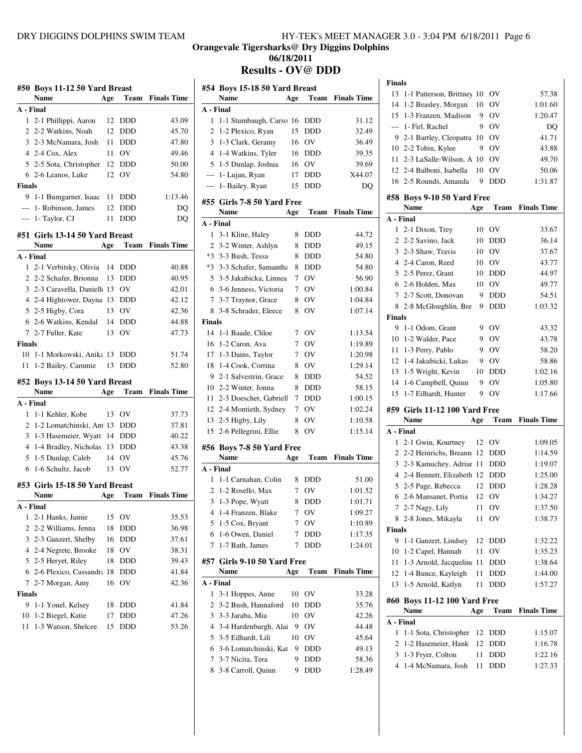**Orangevale Tigersharks@ Dry Diggins Dolphins**
**06/18/2011**

# Results - OV@ DDD

## #50 Boys 11-12 50 Yard Breast

| | Name | Age | Team | Finals Time |
|---|---|---|---|---|
| **A - Final** | | | | |
| 1 | 2-1 Phillippi, Aaron | 12 | DDD | 43.09 |
| 2 | 2-2 Watkins, Noah | 12 | DDD | 45.70 |
| 3 | 2-3 McNamara, Josh | 11 | DDD | 47.80 |
| 4 | 2-4 Cox, Alex | 11 | OV | 49.46 |
| 5 | 2-5 Sota, Christopher | 12 | DDD | 50.00 |
| 6 | 2-6 Leanos, Luke | 12 | OV | 54.80 |
| **Finals** | | | | |
| 9 | 1-1 Bumgarner, Isaac | 11 | DDD | 1:13.46 |
| --- | 1- Robinson, James | 12 | DDD | DQ |
| --- | 1- Taylor, CJ | 11 | DDD | DQ |

## #51 Girls 13-14 50 Yard Breast

| | Name | Age | Team | Finals Time |
|---|---|---|---|---|
| **A - Final** | | | | |
| 1 | 2-1 Verbitsky, Olivia | 14 | DDD | 40.88 |
| 2 | 2-2 Schafer, Brionna | 13 | DDD | 40.95 |
| 3 | 2-3 Caravella, Danielle | 13 | OV | 42.01 |
| 4 | 2-4 Hightower, Dayna | 13 | DDD | 42.12 |
| 5 | 2-5 Higby, Cora | 13 | OV | 42.36 |
| 6 | 2-6 Watkins, Kendal | 14 | DDD | 44.88 |
| 7 | 2-7 Fuller, Kate | 13 | OV | 47.73 |
| **Finals** | | | | |
| 10 | 1-1 Morkowski, Anika | 13 | DDD | 51.74 |
| 11 | 1-2 Bailey, Cammie | 13 | DDD | 52.80 |

## #52 Boys 13-14 50 Yard Breast

| | Name | Age | Team | Finals Time |
|---|---|---|---|---|
| **A - Final** | | | | |
| 1 | 1-1 Kehler, Kobe | 13 | OV | 37.73 |
| 2 | 1-2 Lomatchinski, Ant | 13 | DDD | 37.81 |
| 3 | 1-3 Hasemeier, Wyatt | 14 | DDD | 40.22 |
| 4 | 1-4 Bradley, Nicholas | 13 | DDD | 43.38 |
| 5 | 1-5 Dunlap, Caleb | 14 | OV | 45.76 |
| 6 | 1-6 Schultz, Jacob | 13 | OV | 52.77 |

## #53 Girls 15-18 50 Yard Breast

| | Name | Age | Team | Finals Time |
|---|---|---|---|---|
| **A - Final** | | | | |
| 1 | 2-1 Hanks, Jamie | 15 | OV | 35.53 |
| 2 | 2-2 Williams, Jenna | 18 | DDD | 36.98 |
| 3 | 2-3 Ganzert, Shelby | 16 | DDD | 37.61 |
| 4 | 2-4 Negrete, Brooke | 18 | OV | 38.31 |
| 5 | 2-5 Heryet, Riley | 18 | DDD | 39.43 |
| 6 | 2-6 Plexico, Cassandra | 18 | DDD | 41.84 |
| 7 | 2-7 Morgan, Amy | 16 | OV | 42.36 |
| **Finals** | | | | |
| 9 | 1-1 Youel, Kelsey | 18 | DDD | 41.84 |
| 10 | 1-2 Biegel, Katie | 17 | DDD | 47.26 |
| 11 | 1-3 Watson, Shelcee | 15 | DDD | 53.26 |

## #54 Boys 15-18 50 Yard Breast

| | Name | Age | Team | Finals Time |
|---|---|---|---|---|
| **A - Final** | | | | |
| 1 | 1-1 Stumbaugh, Carso | 16 | DDD | 31.12 |
| 2 | 1-2 Plexico, Ryan | 15 | DDD | 32.49 |
| 3 | 1-3 Clark, Geramy | 16 | OV | 36.49 |
| 4 | 1-4 Watkins, Tyler | 16 | DDD | 39.35 |
| 5 | 1-5 Dunlap, Joshua | 16 | OV | 39.69 |
| --- | 1- Lujan, Ryan | 17 | DDD | X44.07 |
| --- | 1- Bailey, Ryan | 15 | DDD | DQ |

## #55 Girls 7-8 50 Yard Free

| | Name | Age | Team | Finals Time |
|---|---|---|---|---|
| **A - Final** | | | | |
| 1 | 3-1 Kline, Haley | 8 | DDD | 44.72 |
| 2 | 3-2 Winter, Ashlyn | 8 | DDD | 49.15 |
| *3 | 3-3 Bush, Tessa | 8 | DDD | 54.80 |
| *3 | 3-3 Schafer, Samantha | 8 | DDD | 54.80 |
| 5 | 3-5 Jakubicka, Linnea | 7 | OV | 56.90 |
| 6 | 3-6 Jenness, Victoria | 7 | OV | 1:00.84 |
| 7 | 3-7 Traynor, Grace | 8 | OV | 1:04.84 |
| 8 | 3-8 Schrader, Eleece | 8 | OV | 1:07.14 |
| **Finals** | | | | |
| 14 | 1-1 Baade, Chloe | 7 | OV | 1:13.54 |
| 16 | 1-2 Caron, Ava | 7 | OV | 1:19.89 |
| 17 | 1-3 Dains, Taylor | 7 | OV | 1:20.98 |
| 18 | 1-4 Cook, Corrina | 8 | OV | 1:29.14 |
| 9 | 2-1 Salvestrin, Grace | 8 | DDD | 54.52 |
| 10 | 2-2 Winter, Jonna | 8 | DDD | 58.15 |
| 11 | 2-3 Doescher, Gabriell | 7 | DDD | 1:00.15 |
| 12 | 2-4 Montieth, Sydney | 7 | OV | 1:02.24 |
| 13 | 2-5 Higby, Lily | 8 | OV | 1:10.58 |
| 15 | 2-6 Pellegrini, Ellie | 8 | OV | 1:15.14 |

## #56 Boys 7-8 50 Yard Free

| | Name | Age | Team | Finals Time |
|---|---|---|---|---|
| **A - Final** | | | | |
| 1 | 1-1 Carnahan, Colin | 8 | DDD | 51.00 |
| 2 | 1-2 Rosello, Max | 7 | OV | 1:01.52 |
| 3 | 1-3 Pope, Wyatt | 8 | DDD | 1:01.71 |
| 4 | 1-4 Franzen, Blake | 7 | OV | 1:09.27 |
| 5 | 1-5 Cox, Bryant | 7 | OV | 1:10.89 |
| 6 | 1-6 Owen, Daniel | 7 | DDD | 1:17.35 |
| 7 | 1-7 Bath, James | 7 | DDD | 1:24.01 |

## #57 Girls 9-10 50 Yard Free

| | Name | Age | Team | Finals Time |
|---|---|---|---|---|
| **A - Final** | | | | |
| 1 | 3-1 Hoppes, Anne | 10 | OV | 33.28 |
| 2 | 3-2 Bush, Hannaford | 10 | DDD | 35.76 |
| 3 | 3-3 Jaraba, Mia | 10 | OV | 42.26 |
| 4 | 3-4 Hardenburgh, Alai | 9 | OV | 44.48 |
| 5 | 3-5 Eilhardt, Lili | 10 | OV | 45.64 |
| 6 | 3-6 Lomatchinski, Kat | 9 | DDD | 49.13 |
| 7 | 3-7 Nicita, Tera | 9 | DDD | 58.36 |
| 8 | 3-8 Carroll, Quinn | 9 | DDD | 1:28.49 |
| **Finals** | | | | |
| 13 | 1-1 Patterson, Brittney | 10 | OV | 57.38 |
| 14 | 1-2 Beasley, Morgan | 10 | OV | 1:01.60 |
| 15 | 1-3 Franzen, Madison | 9 | OV | 1:20.47 |
| --- | 1- Firl, Rachel | 9 | OV | DQ |
| 9 | 2-1 Bartley, Cleopatra | 10 | OV | 41.71 |
| 10 | 2-2 Tobin, Kylee | 9 | OV | 43.88 |
| 11 | 2-3 LaSalle-Wilson, A | 10 | OV | 49.70 |
| 12 | 2-4 Balboni, Isabella | 10 | OV | 50.06 |
| 16 | 2-5 Rounds, Amanda | 9 | DDD | 1:31.87 |

## #58 Boys 9-10 50 Yard Free

| | Name | Age | Team | Finals Time |
|---|---|---|---|---|
| **A - Final** | | | | |
| 1 | 2-1 Dixon, Trey | 10 | OV | 33.67 |
| 2 | 2-2 Savino, Jack | 10 | DDD | 36.14 |
| 3 | 2-3 Shaw, Travis | 10 | OV | 37.67 |
| 4 | 2-4 Caron, Reed | 10 | OV | 43.77 |
| 5 | 2-5 Perez, Grant | 10 | DDD | 44.97 |
| 6 | 2-6 Holden, Max | 10 | OV | 49.77 |
| 7 | 2-7 Scott, Donovan | 9 | DDD | 54.51 |
| 8 | 2-8 McGloughlin, Bre | 9 | DDD | 1:03.32 |
| **Finals** | | | | |
| 9 | 1-1 Odom, Grant | 9 | OV | 43.32 |
| 10 | 1-2 Walder, Pace | 9 | OV | 43.78 |
| 11 | 1-3 Perry, Pablo | 9 | OV | 58.20 |
| 12 | 1-4 Jakubicki, Lukas | 9 | OV | 58.86 |
| 13 | 1-5 Wright, Kevin | 10 | DDD | 1:02.16 |
| 14 | 1-6 Campbell, Quinn | 9 | OV | 1:05.80 |
| 15 | 1-7 Eilhardt, Hunter | 9 | OV | 1:17.66 |

## #59 Girls 11-12 100 Yard Free

| | Name | Age | Team | Finals Time |
|---|---|---|---|---|
| **A - Final** | | | | |
| 1 | 2-1 Gwin, Kourtney | 12 | OV | 1:09.05 |
| 2 | 2-2 Heinrichs, Breann | 12 | DDD | 1:14.59 |
| 3 | 2-3 Kamuchey, Adrian | 11 | DDD | 1:19.07 |
| 4 | 2-4 Bennett, Elizabeth | 12 | DDD | 1:25.00 |
| 5 | 2-5 Page, Rebecca | 12 | DDD | 1:28.28 |
| 6 | 2-6 Mansanet, Portia | 12 | OV | 1:34.27 |
| 7 | 2-7 Nagy, Lily | 11 | OV | 1:37.50 |
| 8 | 2-8 Jones, Mikayla | 11 | OV | 1:38.73 |
| **Finals** | | | | |
| 9 | 1-1 Ganzert, Lindsey | 12 | DDD | 1:32.22 |
| 10 | 1-2 Capel, Hannah | 11 | OV | 1:35.23 |
| 11 | 1-3 Arnold, Jacqueline | 11 | DDD | 1:38.64 |
| 12 | 1-4 Bunce, Kayleigh | 11 | DDD | 1:44.00 |
| 13 | 1-5 Arnold, Katlyn | 11 | DDD | 1:57.27 |

## #60 Boys 11-12 100 Yard Free

| | Name | Age | Team | Finals Time |
|---|---|---|---|---|
| **A - Final** | | | | |
| 1 | 1-1 Sota, Christopher | 12 | DDD | 1:15.07 |
| 2 | 1-2 Hasemeier, Hank | 12 | DDD | 1:16.78 |
| 3 | 1-3 Fryer, Colton | 11 | DDD | 1:22.16 |
| 4 | 1-4 McNamara, Josh | 11 | DDD | 1:27.33 |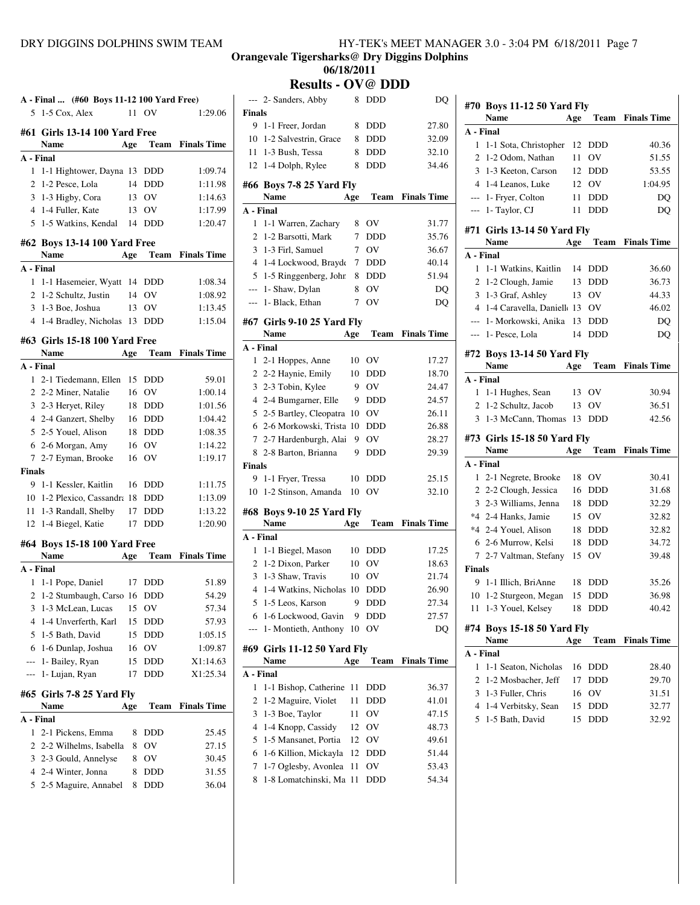## Orangevale Tigersharks@ Dry Diggins Dolphins

### 06/18/2011

# Results - OV@ DDD

### A - Final ... (#60 Boys 11-12 100 Yard Free)

| | Name | Age | Team | Finals Time |
|---|---|---|---|---|
| 5 | 1-5 Cox, Alex | 11 | OV | 1:29.06 |

### #61 Girls 13-14 100 Yard Free

| | Name | Age | Team | Finals Time |
|---|---|---|---|---|
| **A - Final** | | | | |
| 1 | 1-1 Hightower, Dayna | 13 | DDD | 1:09.74 |
| 2 | 1-2 Pesce, Lola | 14 | DDD | 1:11.98 |
| 3 | 1-3 Higby, Cora | 13 | OV | 1:14.63 |
| 4 | 1-4 Fuller, Kate | 13 | OV | 1:17.99 |
| 5 | 1-5 Watkins, Kendal | 14 | DDD | 1:20.47 |

### #62 Boys 13-14 100 Yard Free

| | Name | Age | Team | Finals Time |
|---|---|---|---|---|
| **A - Final** | | | | |
| 1 | 1-1 Hasemeier, Wyatt | 14 | DDD | 1:08.34 |
| 2 | 1-2 Schultz, Justin | 14 | OV | 1:08.92 |
| 3 | 1-3 Boe, Joshua | 13 | OV | 1:13.45 |
| 4 | 1-4 Bradley, Nicholas | 13 | DDD | 1:15.04 |

### #63 Girls 15-18 100 Yard Free

| | Name | Age | Team | Finals Time |
|---|---|---|---|---|
| **A - Final** | | | | |
| 1 | 2-1 Tiedemann, Ellen | 15 | DDD | 59.01 |
| 2 | 2-2 Miner, Natalie | 16 | OV | 1:00.14 |
| 3 | 2-3 Heryet, Riley | 18 | DDD | 1:01.56 |
| 4 | 2-4 Ganzert, Shelby | 16 | DDD | 1:04.42 |
| 5 | 2-5 Youel, Alison | 18 | DDD | 1:08.35 |
| 6 | 2-6 Morgan, Amy | 16 | OV | 1:14.22 |
| 7 | 2-7 Eyman, Brooke | 16 | OV | 1:19.17 |
| **Finals** | | | | |
| 9 | 1-1 Kessler, Kaitlin | 16 | DDD | 1:11.75 |
| 10 | 1-2 Plexico, Cassandra | 18 | DDD | 1:13.09 |
| 11 | 1-3 Randall, Shelby | 17 | DDD | 1:13.22 |
| 12 | 1-4 Biegel, Katie | 17 | DDD | 1:20.90 |

### #64 Boys 15-18 100 Yard Free

| | Name | Age | Team | Finals Time |
|---|---|---|---|---|
| **A - Final** | | | | |
| 1 | 1-1 Pope, Daniel | 17 | DDD | 51.89 |
| 2 | 1-2 Stumbaugh, Carso | 16 | DDD | 54.29 |
| 3 | 1-3 McLean, Lucas | 15 | OV | 57.34 |
| 4 | 1-4 Unverferth, Karl | 15 | DDD | 57.93 |
| 5 | 1-5 Bath, David | 15 | DDD | 1:05.15 |
| 6 | 1-6 Dunlap, Joshua | 16 | OV | 1:09.87 |
| --- | 1- Bailey, Ryan | 15 | DDD | X1:14.63 |
| --- | 1- Lujan, Ryan | 17 | DDD | X1:25.34 |

### #65 Girls 7-8 25 Yard Fly

| | Name | Age | Team | Finals Time |
|---|---|---|---|---|
| **A - Final** | | | | |
| 1 | 2-1 Pickens, Emma | 8 | DDD | 25.45 |
| 2 | 2-2 Wilhelms, Isabella | 8 | OV | 27.15 |
| 3 | 2-3 Gould, Annelyse | 8 | OV | 30.45 |
| 4 | 2-4 Winter, Jonna | 8 | DDD | 31.55 |
| 5 | 2-5 Maguire, Annabel | 8 | DDD | 36.04 |
| --- | 2- Sanders, Abby | 8 | DDD | DQ |
| **Finals** | | | | |
| 9 | 1-1 Freer, Jordan | 8 | DDD | 27.80 |
| 10 | 1-2 Salvestrin, Grace | 8 | DDD | 32.09 |
| 11 | 1-3 Bush, Tessa | 8 | DDD | 32.10 |
| 12 | 1-4 Dolph, Rylee | 8 | DDD | 34.46 |

### #66 Boys 7-8 25 Yard Fly

| | Name | Age | Team | Finals Time |
|---|---|---|---|---|
| **A - Final** | | | | |
| 1 | 1-1 Warren, Zachary | 8 | OV | 31.77 |
| 2 | 1-2 Barsotti, Mark | 7 | DDD | 35.76 |
| 3 | 1-3 Firl, Samuel | 7 | OV | 36.67 |
| 4 | 1-4 Lockwood, Brayde | 7 | DDD | 40.14 |
| 5 | 1-5 Ringgenberg, Johr | 8 | DDD | 51.94 |
| --- | 1- Shaw, Dylan | 8 | OV | DQ |
| --- | 1- Black, Ethan | 7 | OV | DQ |

### #67 Girls 9-10 25 Yard Fly

| | Name | Age | Team | Finals Time |
|---|---|---|---|---|
| **A - Final** | | | | |
| 1 | 2-1 Hoppes, Anne | 10 | OV | 17.27 |
| 2 | 2-2 Haynie, Emily | 10 | DDD | 18.70 |
| 3 | 2-3 Tobin, Kylee | 9 | OV | 24.47 |
| 4 | 2-4 Bumgarner, Elle | 9 | DDD | 24.57 |
| 5 | 2-5 Bartley, Cleopatra | 10 | OV | 26.11 |
| 6 | 2-6 Morkowski, Trista | 10 | DDD | 26.88 |
| 7 | 2-7 Hardenburgh, Alai | 9 | OV | 28.27 |
| 8 | 2-8 Barton, Brianna | 9 | DDD | 29.39 |
| **Finals** | | | | |
| 9 | 1-1 Fryer, Tressa | 10 | DDD | 25.15 |
| 10 | 1-2 Stinson, Amanda | 10 | OV | 32.10 |

### #68 Boys 9-10 25 Yard Fly

| | Name | Age | Team | Finals Time |
|---|---|---|---|---|
| **A - Final** | | | | |
| 1 | 1-1 Biegel, Mason | 10 | DDD | 17.25 |
| 2 | 1-2 Dixon, Parker | 10 | OV | 18.63 |
| 3 | 1-3 Shaw, Travis | 10 | OV | 21.74 |
| 4 | 1-4 Watkins, Nicholas | 10 | DDD | 26.90 |
| 5 | 1-5 Leos, Karson | 9 | DDD | 27.34 |
| 6 | 1-6 Lockwood, Gavin | 9 | DDD | 27.57 |
| --- | 1- Montieth, Anthony | 10 | OV | DQ |

### #69 Girls 11-12 50 Yard Fly

| | Name | Age | Team | Finals Time |
|---|---|---|---|---|
| **A - Final** | | | | |
| 1 | 1-1 Bishop, Catherine | 11 | DDD | 36.37 |
| 2 | 1-2 Maguire, Violet | 11 | DDD | 41.01 |
| 3 | 1-3 Boe, Taylor | 11 | OV | 47.15 |
| 4 | 1-4 Knopp, Cassidy | 12 | OV | 48.73 |
| 5 | 1-5 Mansanet, Portia | 12 | OV | 49.61 |
| 6 | 1-6 Killion, Mickayla | 12 | DDD | 51.44 |
| 7 | 1-7 Oglesby, Avonlea | 11 | OV | 53.43 |
| 8 | 1-8 Lomatchinski, Ma | 11 | DDD | 54.34 |

### #70 Boys 11-12 50 Yard Fly

| | Name | Age | Team | Finals Time |
|---|---|---|---|---|
| **A - Final** | | | | |
| 1 | 1-1 Sota, Christopher | 12 | DDD | 40.36 |
| 2 | 1-2 Odom, Nathan | 11 | OV | 51.55 |
| 3 | 1-3 Keeton, Carson | 12 | DDD | 53.55 |
| 4 | 1-4 Leanos, Luke | 12 | OV | 1:04.95 |
| --- | 1- Fryer, Colton | 11 | DDD | DQ |
| --- | 1- Taylor, CJ | 11 | DDD | DQ |

### #71 Girls 13-14 50 Yard Fly

| | Name | Age | Team | Finals Time |
|---|---|---|---|---|
| **A - Final** | | | | |
| 1 | 1-1 Watkins, Kaitlin | 14 | DDD | 36.60 |
| 2 | 1-2 Clough, Jamie | 13 | DDD | 36.73 |
| 3 | 1-3 Graf, Ashley | 13 | OV | 44.33 |
| 4 | 1-4 Caravella, Danielle | 13 | OV | 46.02 |
| --- | 1- Morkowski, Anika | 13 | DDD | DQ |
| --- | 1- Pesce, Lola | 14 | DDD | DQ |

### #72 Boys 13-14 50 Yard Fly

| | Name | Age | Team | Finals Time |
|---|---|---|---|---|
| **A - Final** | | | | |
| 1 | 1-1 Hughes, Sean | 13 | OV | 30.94 |
| 2 | 1-2 Schultz, Jacob | 13 | OV | 36.51 |
| 3 | 1-3 McCann, Thomas | 13 | DDD | 42.56 |

### #73 Girls 15-18 50 Yard Fly

| | Name | Age | Team | Finals Time |
|---|---|---|---|---|
| **A - Final** | | | | |
| 1 | 2-1 Negrete, Brooke | 18 | OV | 30.41 |
| 2 | 2-2 Clough, Jessica | 16 | DDD | 31.68 |
| 3 | 2-3 Williams, Jenna | 18 | DDD | 32.29 |
| *4 | 2-4 Hanks, Jamie | 15 | OV | 32.82 |
| *4 | 2-4 Youel, Alison | 18 | DDD | 32.82 |
| 6 | 2-6 Murrow, Kelsi | 18 | DDD | 34.72 |
| 7 | 2-7 Valtman, Stefany | 15 | OV | 39.48 |
| **Finals** | | | | |
| 9 | 1-1 Illich, BriAnne | 18 | DDD | 35.26 |
| 10 | 1-2 Sturgeon, Megan | 15 | DDD | 36.98 |
| 11 | 1-3 Youel, Kelsey | 18 | DDD | 40.42 |

### #74 Boys 15-18 50 Yard Fly

| | Name | Age | Team | Finals Time |
|---|---|---|---|---|
| **A - Final** | | | | |
| 1 | 1-1 Seaton, Nicholas | 16 | DDD | 28.40 |
| 2 | 1-2 Mosbacher, Jeff | 17 | DDD | 29.70 |
| 3 | 1-3 Fuller, Chris | 16 | OV | 31.51 |
| 4 | 1-4 Verbitsky, Sean | 15 | DDD | 32.77 |
| 5 | 1-5 Bath, David | 15 | DDD | 32.92 |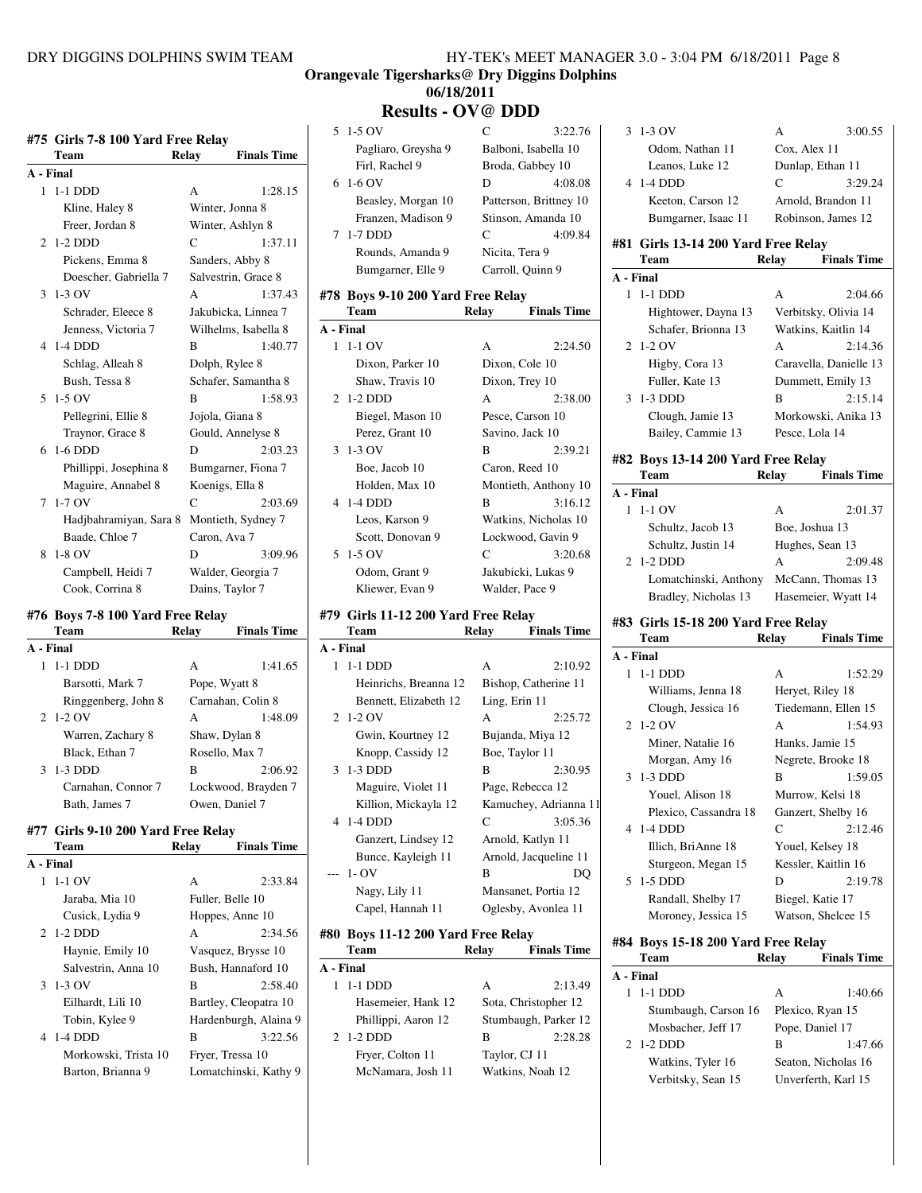**Orangevale Tigersharks@ Dry Diggins Dolphins**
**06/18/2011**

## Results - OV@ DDD

### #75 Girls 7-8 100 Yard Free Relay

| Team | Relay | Finals Time |
|---|---|---|
| **A - Final** | | |
| 1 1-1 DDD | A | 1:28.15 |
| Kline, Haley 8 | Winter, Jonna 8 | |
| Freer, Jordan 8 | Winter, Ashlyn 8 | |
| 2 1-2 DDD | C | 1:37.11 |
| Pickens, Emma 8 | Sanders, Abby 8 | |
| Doescher, Gabriella 7 | Salvestrin, Grace 8 | |
| 3 1-3 OV | A | 1:37.43 |
| Schrader, Eleece 8 | Jakubicka, Linnea 7 | |
| Jenness, Victoria 7 | Wilhelms, Isabella 8 | |
| 4 1-4 DDD | B | 1:40.77 |
| Schlag, Alleah 8 | Dolph, Rylee 8 | |
| Bush, Tessa 8 | Schafer, Samantha 8 | |
| 5 1-5 OV | B | 1:58.93 |
| Pellegrini, Ellie 8 | Jojola, Giana 8 | |
| Traynor, Grace 8 | Gould, Annelyse 8 | |
| 6 1-6 DDD | D | 2:03.23 |
| Phillippi, Josephina 8 | Bumgarner, Fiona 7 | |
| Maguire, Annabel 8 | Koenigs, Ella 8 | |
| 7 1-7 OV | C | 2:03.69 |
| Hadjbahramiyan, Sara 8 | Montieth, Sydney 7 | |
| Baade, Chloe 7 | Caron, Ava 7 | |
| 8 1-8 OV | D | 3:09.96 |
| Campbell, Heidi 7 | Walder, Georgia 7 | |
| Cook, Corrina 8 | Dains, Taylor 7 | |

### #76 Boys 7-8 100 Yard Free Relay

| Team | Relay | Finals Time |
|---|---|---|
| **A - Final** | | |
| 1 1-1 DDD | A | 1:41.65 |
| Barsotti, Mark 7 | Pope, Wyatt 8 | |
| Ringgenberg, John 8 | Carnahan, Colin 8 | |
| 2 1-2 OV | A | 1:48.09 |
| Warren, Zachary 8 | Shaw, Dylan 8 | |
| Black, Ethan 7 | Rosello, Max 7 | |
| 3 1-3 DDD | B | 2:06.92 |
| Carnahan, Connor 7 | Lockwood, Brayden 7 | |
| Bath, James 7 | Owen, Daniel 7 | |

### #77 Girls 9-10 200 Yard Free Relay

| Team | Relay | Finals Time |
|---|---|---|
| **A - Final** | | |
| 1 1-1 OV | A | 2:33.84 |
| Jaraba, Mia 10 | Fuller, Belle 10 | |
| Cusick, Lydia 9 | Hoppes, Anne 10 | |
| 2 1-2 DDD | A | 2:34.56 |
| Haynie, Emily 10 | Vasquez, Brysse 10 | |
| Salvestrin, Anna 10 | Bush, Hannaford 10 | |
| 3 1-3 OV | B | 2:58.40 |
| Eilhardt, Lili 10 | Bartley, Cleopatra 10 | |
| Tobin, Kylee 9 | Hardenburgh, Alaina 9 | |
| 4 1-4 DDD | B | 3:22.56 |
| Morkowski, Trista 10 | Fryer, Tressa 10 | |
| Barton, Brianna 9 | Lomatchinski, Kathy 9 | |
| 5 1-5 OV | C | 3:22.76 |
| Pagliaro, Greysha 9 | Balboni, Isabella 10 | |
| Firl, Rachel 9 | Broda, Gabbey 10 | |
| 6 1-6 OV | D | 4:08.08 |
| Beasley, Morgan 10 | Patterson, Brittney 10 | |
| Franzen, Madison 9 | Stinson, Amanda 10 | |
| 7 1-7 DDD | C | 4:09.84 |
| Rounds, Amanda 9 | Nicita, Tera 9 | |
| Bumgarner, Elle 9 | Carroll, Quinn 9 | |

### #78 Boys 9-10 200 Yard Free Relay

| Team | Relay | Finals Time |
|---|---|---|
| **A - Final** | | |
| 1 1-1 OV | A | 2:24.50 |
| Dixon, Parker 10 | Dixon, Cole 10 | |
| Shaw, Travis 10 | Dixon, Trey 10 | |
| 2 1-2 DDD | A | 2:38.00 |
| Biegel, Mason 10 | Pesce, Carson 10 | |
| Perez, Grant 10 | Savino, Jack 10 | |
| 3 1-3 OV | B | 2:39.21 |
| Boe, Jacob 10 | Caron, Reed 10 | |
| Holden, Max 10 | Montieth, Anthony 10 | |
| 4 1-4 DDD | B | 3:16.12 |
| Leos, Karson 9 | Watkins, Nicholas 10 | |
| Scott, Donovan 9 | Lockwood, Gavin 9 | |
| 5 1-5 OV | C | 3:20.68 |
| Odom, Grant 9 | Jakubicki, Lukas 9 | |
| Kliewer, Evan 9 | Walder, Pace 9 | |

### #79 Girls 11-12 200 Yard Free Relay

| Team | Relay | Finals Time |
|---|---|---|
| **A - Final** | | |
| 1 1-1 DDD | A | 2:10.92 |
| Heinrichs, Breanna 12 | Bishop, Catherine 11 | |
| Bennett, Elizabeth 12 | Ling, Erin 11 | |
| 2 1-2 OV | A | 2:25.72 |
| Gwin, Kourtney 12 | Bujanda, Miya 12 | |
| Knopp, Cassidy 12 | Boe, Taylor 11 | |
| 3 1-3 DDD | B | 2:30.95 |
| Maguire, Violet 11 | Page, Rebecca 12 | |
| Killion, Mickayla 12 | Kamuchey, Adrianna 11 | |
| 4 1-4 DDD | C | 3:05.36 |
| Ganzert, Lindsey 12 | Arnold, Katlyn 11 | |
| Bunce, Kayleigh 11 | Arnold, Jacqueline 11 | |
| --- 1- OV | B | DQ |
| Nagy, Lily 11 | Mansanet, Portia 12 | |
| Capel, Hannah 11 | Oglesby, Avonlea 11 | |

### #80 Boys 11-12 200 Yard Free Relay

| Team | Relay | Finals Time |
|---|---|---|
| **A - Final** | | |
| 1 1-1 DDD | A | 2:13.49 |
| Hasemeier, Hank 12 | Sota, Christopher 12 | |
| Phillippi, Aaron 12 | Stumbaugh, Parker 12 | |
| 2 1-2 DDD | B | 2:28.28 |
| Fryer, Colton 11 | Taylor, CJ 11 | |
| McNamara, Josh 11 | Watkins, Noah 12 | |
| 3 1-3 OV | A | 3:00.55 |
| Odom, Nathan 11 | Cox, Alex 11 | |
| Leanos, Luke 12 | Dunlap, Ethan 11 | |
| 4 1-4 DDD | C | 3:29.24 |
| Keeton, Carson 12 | Arnold, Brandon 11 | |
| Bumgarner, Isaac 11 | Robinson, James 12 | |

### #81 Girls 13-14 200 Yard Free Relay

| Team | Relay | Finals Time |
|---|---|---|
| **A - Final** | | |
| 1 1-1 DDD | A | 2:04.66 |
| Hightower, Dayna 13 | Verbitsky, Olivia 14 | |
| Schafer, Brionna 13 | Watkins, Kaitlin 14 | |
| 2 1-2 OV | A | 2:14.36 |
| Higby, Cora 13 | Caravella, Danielle 13 | |
| Fuller, Kate 13 | Dummett, Emily 13 | |
| 3 1-3 DDD | B | 2:15.14 |
| Clough, Jamie 13 | Morkowski, Anika 13 | |
| Bailey, Cammie 13 | Pesce, Lola 14 | |

### #82 Boys 13-14 200 Yard Free Relay

| Team | Relay | Finals Time |
|---|---|---|
| **A - Final** | | |
| 1 1-1 OV | A | 2:01.37 |
| Schultz, Jacob 13 | Boe, Joshua 13 | |
| Schultz, Justin 14 | Hughes, Sean 13 | |
| 2 1-2 DDD | A | 2:09.48 |
| Lomatchinski, Anthony | McCann, Thomas 13 | |
| Bradley, Nicholas 13 | Hasemeier, Wyatt 14 | |

### #83 Girls 15-18 200 Yard Free Relay

| Team | Relay | Finals Time |
|---|---|---|
| **A - Final** | | |
| 1 1-1 DDD | A | 1:52.29 |
| Williams, Jenna 18 | Heryet, Riley 18 | |
| Clough, Jessica 16 | Tiedemann, Ellen 15 | |
| 2 1-2 OV | A | 1:54.93 |
| Miner, Natalie 16 | Hanks, Jamie 15 | |
| Morgan, Amy 16 | Negrete, Brooke 18 | |
| 3 1-3 DDD | B | 1:59.05 |
| Youel, Alison 18 | Murrow, Kelsi 18 | |
| Plexico, Cassandra 18 | Ganzert, Shelby 16 | |
| 4 1-4 DDD | C | 2:12.46 |
| Illich, BriAnne 18 | Youel, Kelsey 18 | |
| Sturgeon, Megan 15 | Kessler, Kaitlin 16 | |
| 5 1-5 DDD | D | 2:19.78 |
| Randall, Shelby 17 | Biegel, Katie 17 | |
| Moroney, Jessica 15 | Watson, Shelcee 15 | |

### #84 Boys 15-18 200 Yard Free Relay

| Team | Relay | Finals Time |
|---|---|---|
| **A - Final** | | |
| 1 1-1 DDD | A | 1:40.66 |
| Stumbaugh, Carson 16 | Plexico, Ryan 15 | |
| Mosbacher, Jeff 17 | Pope, Daniel 17 | |
| 2 1-2 DDD | B | 1:47.66 |
| Watkins, Tyler 16 | Seaton, Nicholas 16 | |
| Verbitsky, Sean 15 | Unverferth, Karl 15 | |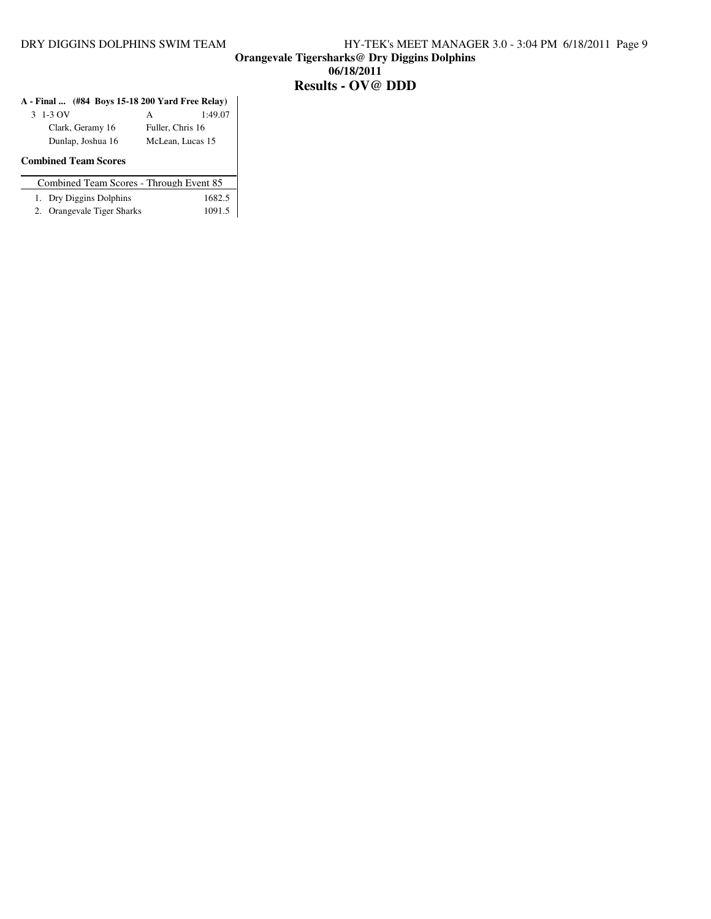**A - Final ... (#84 Boys 15-18 200 Yard Free Relay)**

| | | | |
|---|---|---|---|
| 3 | 1-3 OV | A | 1:49.07 |
| | Clark, Geramy 16 | Fuller, Chris 16 | |
| | Dunlap, Joshua 16 | McLean, Lucas 15 | |

**Combined Team Scores**

| Combined Team Scores - Through Event 85 | |
|---|---|
| 1. Dry Diggins Dolphins | 1682.5 |
| 2. Orangevale Tiger Sharks | 1091.5 |